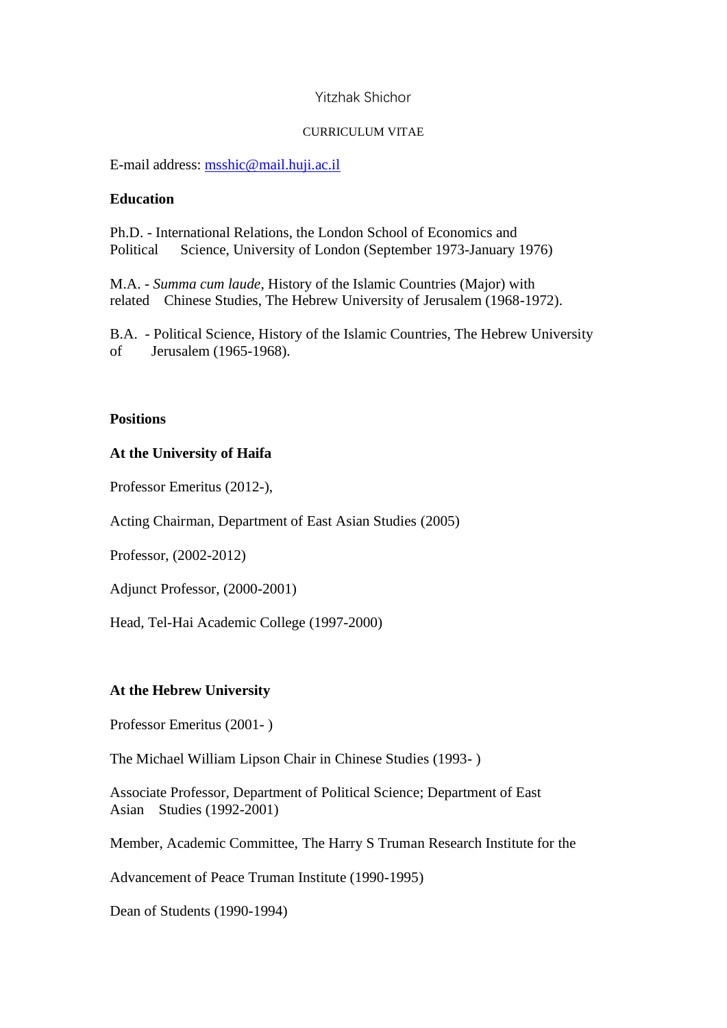Yitzhak Shichor

CURRICULUM VITAE

E-mail address: msshic@mail.huji.ac.il

**Education**

Ph.D. - International Relations, the London School of Economics and Political Science, University of London (September 1973-January 1976)

M.A. - *Summa cum laude*, History of the Islamic Countries (Major) with related Chinese Studies, The Hebrew University of Jerusalem (1968-1972).

B.A. - Political Science, History of the Islamic Countries, The Hebrew University of Jerusalem (1965-1968).

**Positions**

**At the University of Haifa**

Professor Emeritus (2012-),

Acting Chairman, Department of East Asian Studies (2005)

Professor, (2002-2012)

Adjunct Professor, (2000-2001)

Head, Tel-Hai Academic College (1997-2000)

**At the Hebrew University**

Professor Emeritus (2001- )

The Michael William Lipson Chair in Chinese Studies (1993- )

Associate Professor, Department of Political Science; Department of East Asian Studies (1992-2001)

Member, Academic Committee, The Harry S Truman Research Institute for the

Advancement of Peace Truman Institute (1990-1995)

Dean of Students (1990-1994)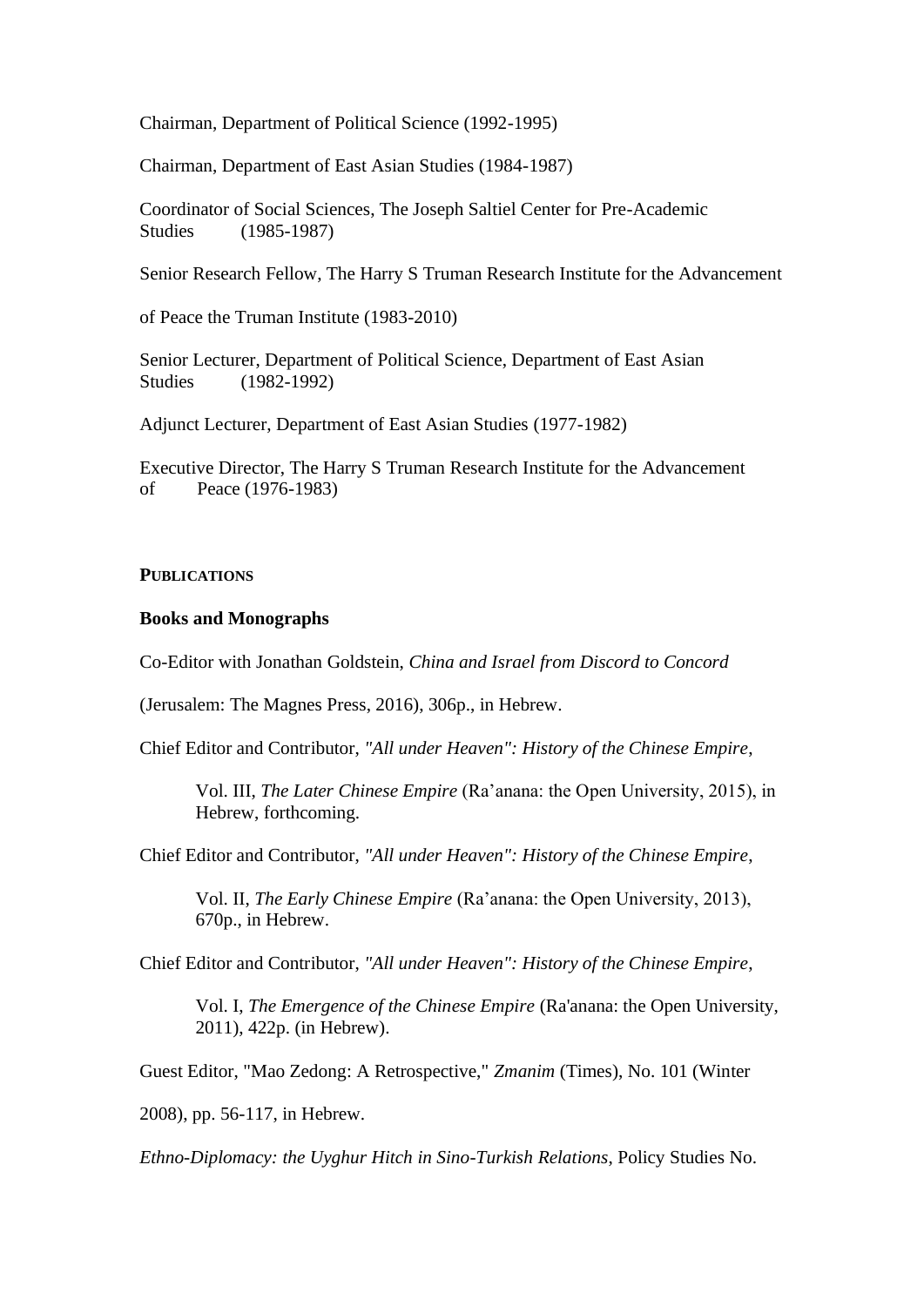Chairman, Department of Political Science (1992-1995)

Chairman, Department of East Asian Studies (1984-1987)

Coordinator of Social Sciences, The Joseph Saltiel Center for Pre-Academic Studies (1985-1987)

Senior Research Fellow, The Harry S Truman Research Institute for the Advancement of Peace the Truman Institute (1983-2010)

Senior Lecturer, Department of Political Science, Department of East Asian Studies (1982-1992)

Adjunct Lecturer, Department of East Asian Studies (1977-1982)

Executive Director, The Harry S Truman Research Institute for the Advancement of Peace (1976-1983)

## PUBLICATIONS

### Books and Monographs

Co-Editor with Jonathan Goldstein, *China and Israel from Discord to Concord* (Jerusalem: The Magnes Press, 2016), 306p., in Hebrew.

Chief Editor and Contributor, *"All under Heaven": History of the Chinese Empire*,

> Vol. III, *The Later Chinese Empire* (Ra'anana: the Open University, 2015), in Hebrew, forthcoming.

Chief Editor and Contributor, *"All under Heaven": History of the Chinese Empire*,

> Vol. II, *The Early Chinese Empire* (Ra'anana: the Open University, 2013), 670p., in Hebrew.

Chief Editor and Contributor, *"All under Heaven": History of the Chinese Empire*,

> Vol. I, *The Emergence of the Chinese Empire* (Ra'anana: the Open University, 2011), 422p. (in Hebrew).

Guest Editor, "Mao Zedong: A Retrospective," *Zmanim* (Times), No. 101 (Winter 2008), pp. 56-117, in Hebrew.

*Ethno-Diplomacy: the Uyghur Hitch in Sino-Turkish Relations*, Policy Studies No.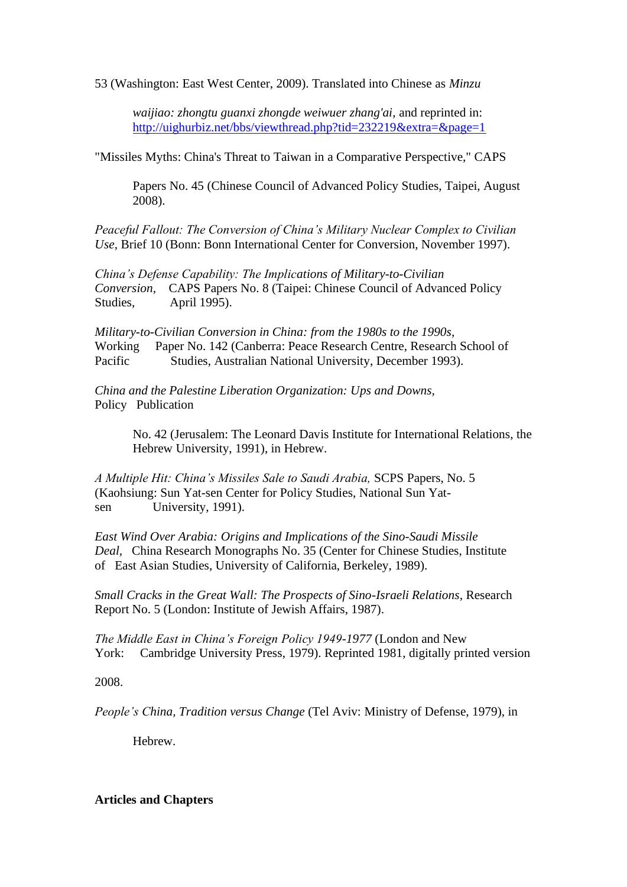53 (Washington: East West Center, 2009). Translated into Chinese as *Minzu waijiao: zhongtu guanxi zhongde weiwuer zhang'ai*, and reprinted in: http://uighurbiz.net/bbs/viewthread.php?tid=232219&extra=&page=1

"Missiles Myths: China's Threat to Taiwan in a Comparative Perspective," CAPS Papers No. 45 (Chinese Council of Advanced Policy Studies, Taipei, August 2008).

*Peaceful Fallout: The Conversion of China's Military Nuclear Complex to Civilian Use*, Brief 10 (Bonn: Bonn International Center for Conversion, November 1997).

*China's Defense Capability: The Implications of Military-to-Civilian Conversion,* CAPS Papers No. 8 (Taipei: Chinese Council of Advanced Policy Studies, April 1995).

*Military-to-Civilian Conversion in China: from the 1980s to the 1990s,* Working Paper No. 142 (Canberra: Peace Research Centre, Research School of Pacific Studies, Australian National University, December 1993).

*China and the Palestine Liberation Organization: Ups and Downs,* Policy Publication No. 42 (Jerusalem: The Leonard Davis Institute for International Relations, the Hebrew University, 1991), in Hebrew.

*A Multiple Hit: China's Missiles Sale to Saudi Arabia,* SCPS Papers, No. 5 (Kaohsiung: Sun Yat-sen Center for Policy Studies, National Sun Yat-sen University, 1991).

*East Wind Over Arabia: Origins and Implications of the Sino-Saudi Missile Deal,* China Research Monographs No. 35 (Center for Chinese Studies, Institute of East Asian Studies, University of California, Berkeley, 1989).

*Small Cracks in the Great Wall: The Prospects of Sino-Israeli Relations,* Research Report No. 5 (London: Institute of Jewish Affairs, 1987).

*The Middle East in China's Foreign Policy 1949-1977* (London and New York: Cambridge University Press, 1979). Reprinted 1981, digitally printed version 2008.

*People's China, Tradition versus Change* (Tel Aviv: Ministry of Defense, 1979), in Hebrew.

**Articles and Chapters**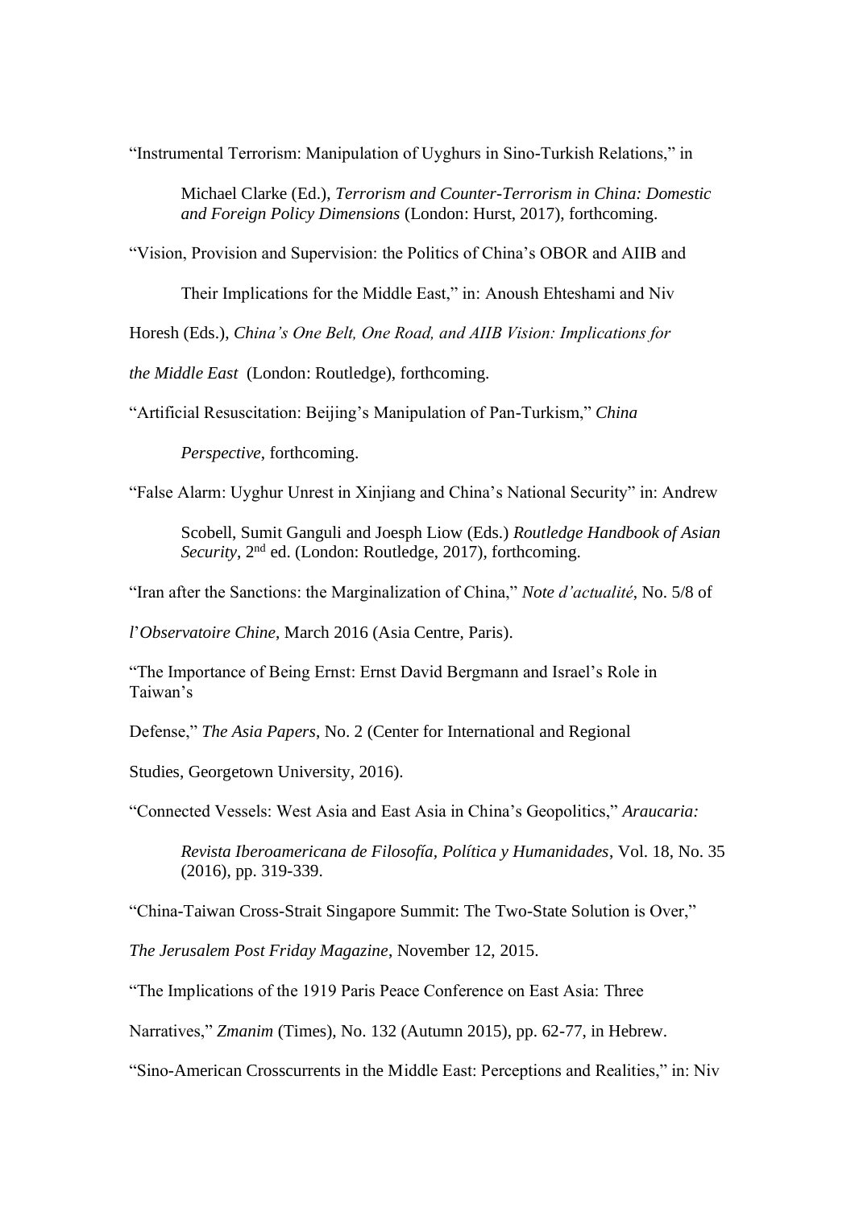"Instrumental Terrorism: Manipulation of Uyghurs in Sino-Turkish Relations," in Michael Clarke (Ed.), *Terrorism and Counter-Terrorism in China: Domestic and Foreign Policy Dimensions* (London: Hurst, 2017), forthcoming.

"Vision, Provision and Supervision: the Politics of China's OBOR and AIIB and Their Implications for the Middle East," in: Anoush Ehteshami and Niv Horesh (Eds.), *China's One Belt, One Road, and AIIB Vision: Implications for the Middle East* (London: Routledge), forthcoming.

"Artificial Resuscitation: Beijing's Manipulation of Pan-Turkism," *China Perspective*, forthcoming.

"False Alarm: Uyghur Unrest in Xinjiang and China's National Security" in: Andrew Scobell, Sumit Ganguli and Joesph Liow (Eds.) *Routledge Handbook of Asian Security*, 2nd ed. (London: Routledge, 2017), forthcoming.

"Iran after the Sanctions: the Marginalization of China," *Note d'actualité*, No. 5/8 of *l'Observatoire Chine*, March 2016 (Asia Centre, Paris).

"The Importance of Being Ernst: Ernst David Bergmann and Israel's Role in Taiwan's Defense," *The Asia Papers*, No. 2 (Center for International and Regional Studies, Georgetown University, 2016).

"Connected Vessels: West Asia and East Asia in China's Geopolitics," *Araucaria: Revista Iberoamericana de Filosofía, Política y Humanidades*, Vol. 18, No. 35 (2016), pp. 319-339.

"China-Taiwan Cross-Strait Singapore Summit: The Two-State Solution is Over," *The Jerusalem Post Friday Magazine*, November 12, 2015.

"The Implications of the 1919 Paris Peace Conference on East Asia: Three Narratives," *Zmanim* (Times), No. 132 (Autumn 2015), pp. 62-77, in Hebrew.

"Sino-American Crosscurrents in the Middle East: Perceptions and Realities," in: Niv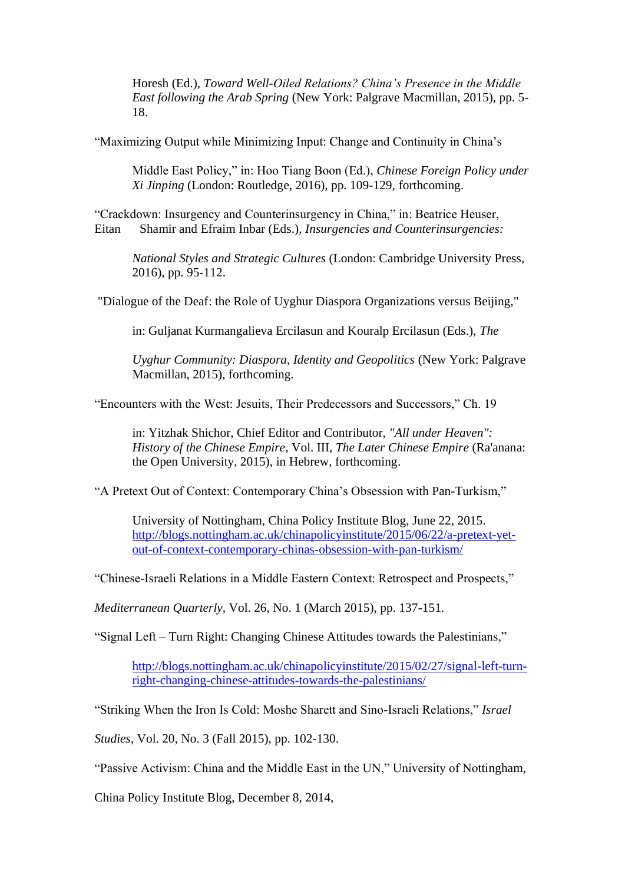Horesh (Ed.), *Toward Well-Oiled Relations? China's Presence in the Middle East following the Arab Spring* (New York: Palgrave Macmillan, 2015), pp. 5-18.

"Maximizing Output while Minimizing Input: Change and Continuity in China's Middle East Policy," in: Hoo Tiang Boon (Ed.), *Chinese Foreign Policy under Xi Jinping* (London: Routledge, 2016), pp. 109-129, forthcoming.

"Crackdown: Insurgency and Counterinsurgency in China," in: Beatrice Heuser, Eitan Shamir and Efraim Inbar (Eds.), *Insurgencies and Counterinsurgencies: National Styles and Strategic Cultures* (London: Cambridge University Press, 2016), pp. 95-112.

"Dialogue of the Deaf: the Role of Uyghur Diaspora Organizations versus Beijing," in: Guljanat Kurmangalieva Ercilasun and Kouralp Ercilasun (Eds.), *The Uyghur Community: Diaspora, Identity and Geopolitics* (New York: Palgrave Macmillan, 2015), forthcoming.

"Encounters with the West: Jesuits, Their Predecessors and Successors," Ch. 19 in: Yitzhak Shichor, Chief Editor and Contributor, *"All under Heaven": History of the Chinese Empire*, Vol. III, *The Later Chinese Empire* (Ra'anana: the Open University, 2015), in Hebrew, forthcoming.

"A Pretext Out of Context: Contemporary China's Obsession with Pan-Turkism," University of Nottingham, China Policy Institute Blog, June 22, 2015. http://blogs.nottingham.ac.uk/chinapolicyinstitute/2015/06/22/a-pretext-yet-out-of-context-contemporary-chinas-obsession-with-pan-turkism/

"Chinese-Israeli Relations in a Middle Eastern Context: Retrospect and Prospects," *Mediterranean Quarterly*, Vol. 26, No. 1 (March 2015), pp. 137-151.

"Signal Left – Turn Right: Changing Chinese Attitudes towards the Palestinians," http://blogs.nottingham.ac.uk/chinapolicyinstitute/2015/02/27/signal-left-turn-right-changing-chinese-attitudes-towards-the-palestinians/

"Striking When the Iron Is Cold: Moshe Sharett and Sino-Israeli Relations," *Israel Studies*, Vol. 20, No. 3 (Fall 2015), pp. 102-130.

"Passive Activism: China and the Middle East in the UN," University of Nottingham, China Policy Institute Blog, December 8, 2014,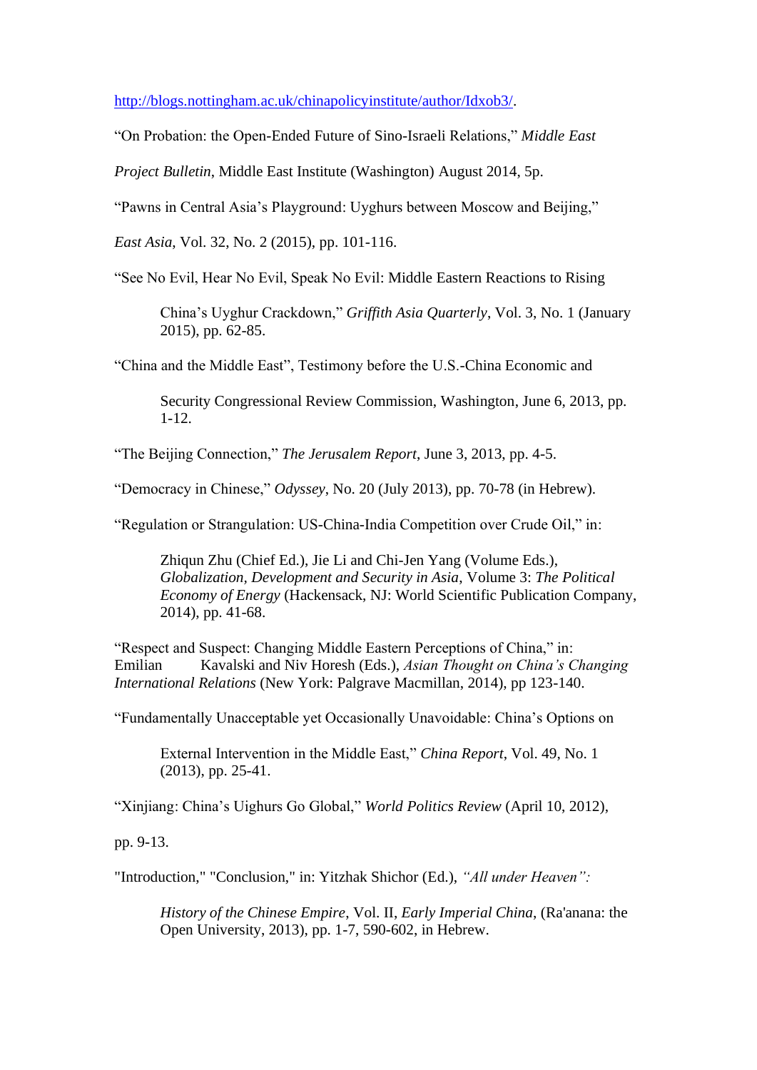http://blogs.nottingham.ac.uk/chinapolicyinstitute/author/Idxob3/.

"On Probation: the Open-Ended Future of Sino-Israeli Relations," *Middle East Project Bulletin*, Middle East Institute (Washington) August 2014, 5p.

"Pawns in Central Asia's Playground: Uyghurs between Moscow and Beijing," *East Asia*, Vol. 32, No. 2 (2015), pp. 101-116.

"See No Evil, Hear No Evil, Speak No Evil: Middle Eastern Reactions to Rising China's Uyghur Crackdown," *Griffith Asia Quarterly*, Vol. 3, No. 1 (January 2015), pp. 62-85.

"China and the Middle East", Testimony before the U.S.-China Economic and Security Congressional Review Commission, Washington, June 6, 2013, pp. 1-12.

"The Beijing Connection," *The Jerusalem Report*, June 3, 2013, pp. 4-5.

"Democracy in Chinese," *Odyssey*, No. 20 (July 2013), pp. 70-78 (in Hebrew).

"Regulation or Strangulation: US-China-India Competition over Crude Oil," in: Zhiqun Zhu (Chief Ed.), Jie Li and Chi-Jen Yang (Volume Eds.), *Globalization, Development and Security in Asia*, Volume 3: *The Political Economy of Energy* (Hackensack, NJ: World Scientific Publication Company, 2014), pp. 41-68.

"Respect and Suspect: Changing Middle Eastern Perceptions of China," in: Emilian Kavalski and Niv Horesh (Eds.), *Asian Thought on China's Changing International Relations* (New York: Palgrave Macmillan, 2014), pp 123-140.

"Fundamentally Unacceptable yet Occasionally Unavoidable: China's Options on External Intervention in the Middle East," *China Report*, Vol. 49, No. 1 (2013), pp. 25-41.

"Xinjiang: China's Uighurs Go Global," *World Politics Review* (April 10, 2012), pp. 9-13.

"Introduction," "Conclusion," in: Yitzhak Shichor (Ed.), *"All under Heaven": History of the Chinese Empire*, Vol. II, *Early Imperial China*, (Ra'anana: the Open University, 2013), pp. 1-7, 590-602, in Hebrew.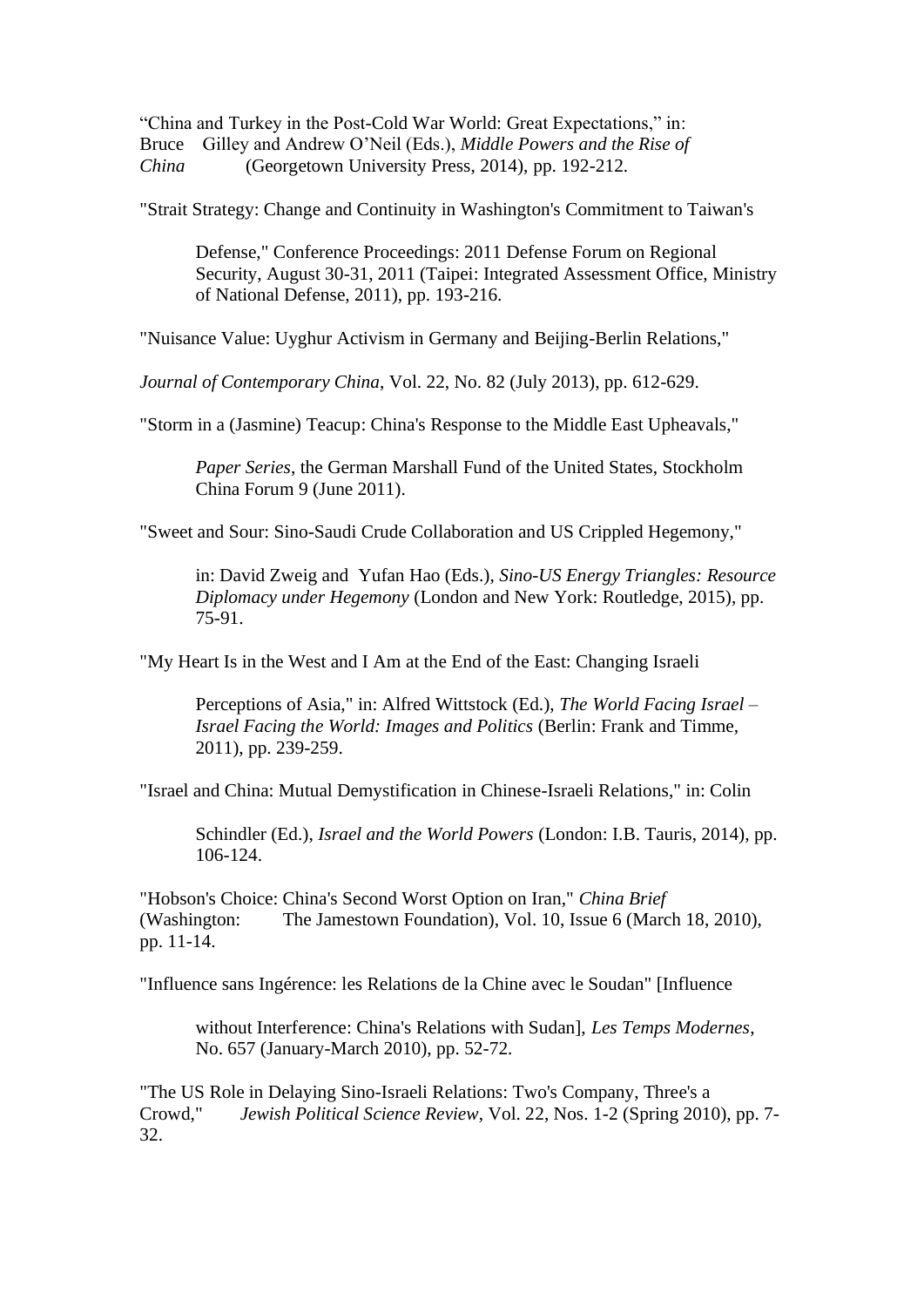"China and Turkey in the Post-Cold War World: Great Expectations," in: Bruce Gilley and Andrew O'Neil (Eds.), *Middle Powers and the Rise of China* (Georgetown University Press, 2014), pp. 192-212.

"Strait Strategy: Change and Continuity in Washington's Commitment to Taiwan's Defense," Conference Proceedings: 2011 Defense Forum on Regional Security, August 30-31, 2011 (Taipei: Integrated Assessment Office, Ministry of National Defense, 2011), pp. 193-216.

"Nuisance Value: Uyghur Activism in Germany and Beijing-Berlin Relations," *Journal of Contemporary China*, Vol. 22, No. 82 (July 2013), pp. 612-629.

"Storm in a (Jasmine) Teacup: China's Response to the Middle East Upheavals," *Paper Series*, the German Marshall Fund of the United States, Stockholm China Forum 9 (June 2011).

"Sweet and Sour: Sino-Saudi Crude Collaboration and US Crippled Hegemony," in: David Zweig and Yufan Hao (Eds.), *Sino-US Energy Triangles: Resource Diplomacy under Hegemony* (London and New York: Routledge, 2015), pp. 75-91.

"My Heart Is in the West and I Am at the End of the East: Changing Israeli Perceptions of Asia," in: Alfred Wittstock (Ed.), *The World Facing Israel – Israel Facing the World: Images and Politics* (Berlin: Frank and Timme, 2011), pp. 239-259.

"Israel and China: Mutual Demystification in Chinese-Israeli Relations," in: Colin Schindler (Ed.), *Israel and the World Powers* (London: I.B. Tauris, 2014), pp. 106-124.

"Hobson's Choice: China's Second Worst Option on Iran," *China Brief* (Washington: The Jamestown Foundation), Vol. 10, Issue 6 (March 18, 2010), pp. 11-14.

"Influence sans Ingérence: les Relations de la Chine avec le Soudan" [Influence without Interference: China's Relations with Sudan], *Les Temps Modernes*, No. 657 (January-March 2010), pp. 52-72.

"The US Role in Delaying Sino-Israeli Relations: Two's Company, Three's a Crowd," *Jewish Political Science Review*, Vol. 22, Nos. 1-2 (Spring 2010), pp. 7-32.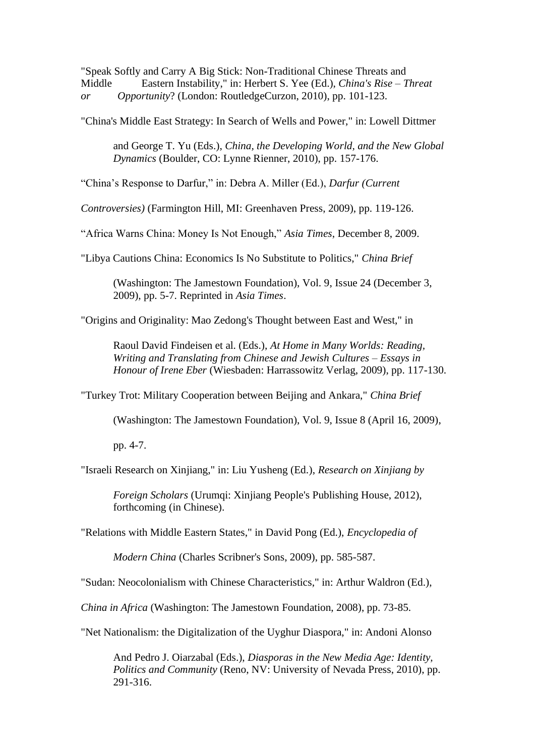"Speak Softly and Carry A Big Stick: Non-Traditional Chinese Threats and Middle Eastern Instability," in: Herbert S. Yee (Ed.), *China's Rise – Threat or Opportunity*? (London: RoutledgeCurzon, 2010), pp. 101-123.

"China's Middle East Strategy: In Search of Wells and Power," in: Lowell Dittmer and George T. Yu (Eds.), *China, the Developing World, and the New Global Dynamics* (Boulder, CO: Lynne Rienner, 2010), pp. 157-176.

"China's Response to Darfur," in: Debra A. Miller (Ed.), *Darfur (Current Controversies)* (Farmington Hill, MI: Greenhaven Press, 2009), pp. 119-126.

"Africa Warns China: Money Is Not Enough," *Asia Times*, December 8, 2009.

"Libya Cautions China: Economics Is No Substitute to Politics," *China Brief* (Washington: The Jamestown Foundation), Vol. 9, Issue 24 (December 3, 2009), pp. 5-7. Reprinted in *Asia Times*.

"Origins and Originality: Mao Zedong's Thought between East and West," in Raoul David Findeisen et al. (Eds.), *At Home in Many Worlds: Reading, Writing and Translating from Chinese and Jewish Cultures – Essays in Honour of Irene Eber* (Wiesbaden: Harrassowitz Verlag, 2009), pp. 117-130.

"Turkey Trot: Military Cooperation between Beijing and Ankara," *China Brief* (Washington: The Jamestown Foundation), Vol. 9, Issue 8 (April 16, 2009), pp. 4-7.

"Israeli Research on Xinjiang," in: Liu Yusheng (Ed.), *Research on Xinjiang by Foreign Scholars* (Urumqi: Xinjiang People's Publishing House, 2012), forthcoming (in Chinese).

"Relations with Middle Eastern States," in David Pong (Ed.), *Encyclopedia of Modern China* (Charles Scribner's Sons, 2009), pp. 585-587.

"Sudan: Neocolonialism with Chinese Characteristics," in: Arthur Waldron (Ed.), *China in Africa* (Washington: The Jamestown Foundation, 2008), pp. 73-85.

"Net Nationalism: the Digitalization of the Uyghur Diaspora," in: Andoni Alonso And Pedro J. Oiarzabal (Eds.), *Diasporas in the New Media Age: Identity, Politics and Community* (Reno, NV: University of Nevada Press, 2010), pp. 291-316.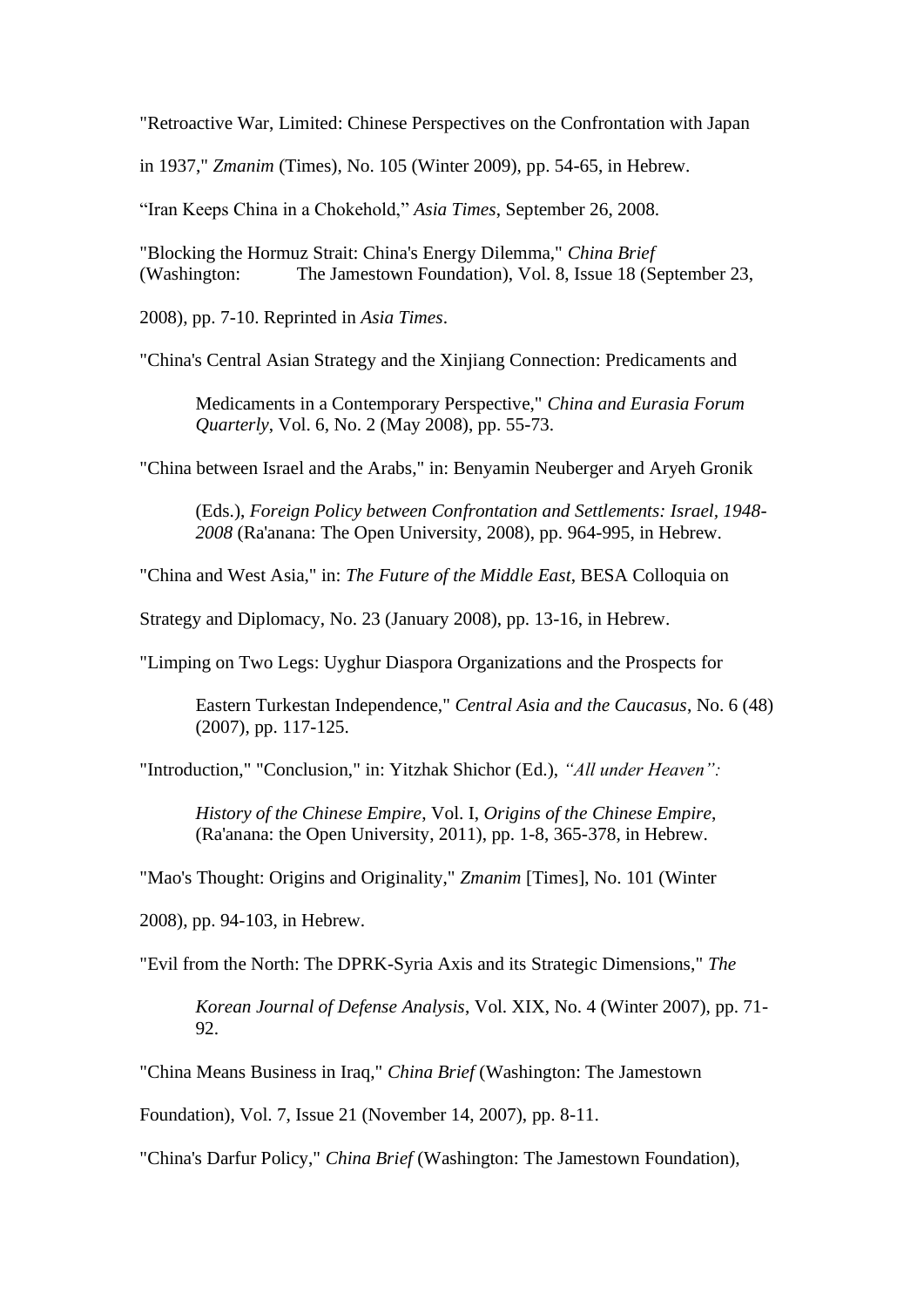"Retroactive War, Limited: Chinese Perspectives on the Confrontation with Japan in 1937," *Zmanim* (Times), No. 105 (Winter 2009), pp. 54-65, in Hebrew.

"Iran Keeps China in a Chokehold," *Asia Times*, September 26, 2008.

"Blocking the Hormuz Strait: China's Energy Dilemma," *China Brief* (Washington: The Jamestown Foundation), Vol. 8, Issue 18 (September 23, 2008), pp. 7-10. Reprinted in *Asia Times*.

"China's Central Asian Strategy and the Xinjiang Connection: Predicaments and Medicaments in a Contemporary Perspective," *China and Eurasia Forum Quarterly*, Vol. 6, No. 2 (May 2008), pp. 55-73.

"China between Israel and the Arabs," in: Benyamin Neuberger and Aryeh Gronik (Eds.), *Foreign Policy between Confrontation and Settlements: Israel, 1948-2008* (Ra'anana: The Open University, 2008), pp. 964-995, in Hebrew.

"China and West Asia," in: *The Future of the Middle East*, BESA Colloquia on Strategy and Diplomacy, No. 23 (January 2008), pp. 13-16, in Hebrew.

"Limping on Two Legs: Uyghur Diaspora Organizations and the Prospects for Eastern Turkestan Independence," *Central Asia and the Caucasus*, No. 6 (48) (2007), pp. 117-125.

"Introduction," "Conclusion," in: Yitzhak Shichor (Ed.), *"All under Heaven": History of the Chinese Empire*, Vol. I, *Origins of the Chinese Empire*, (Ra'anana: the Open University, 2011), pp. 1-8, 365-378, in Hebrew.

"Mao's Thought: Origins and Originality," *Zmanim* [Times], No. 101 (Winter 2008), pp. 94-103, in Hebrew.

"Evil from the North: The DPRK-Syria Axis and its Strategic Dimensions," *The Korean Journal of Defense Analysis*, Vol. XIX, No. 4 (Winter 2007), pp. 71-92.

"China Means Business in Iraq," *China Brief* (Washington: The Jamestown Foundation), Vol. 7, Issue 21 (November 14, 2007), pp. 8-11.

"China's Darfur Policy," *China Brief* (Washington: The Jamestown Foundation),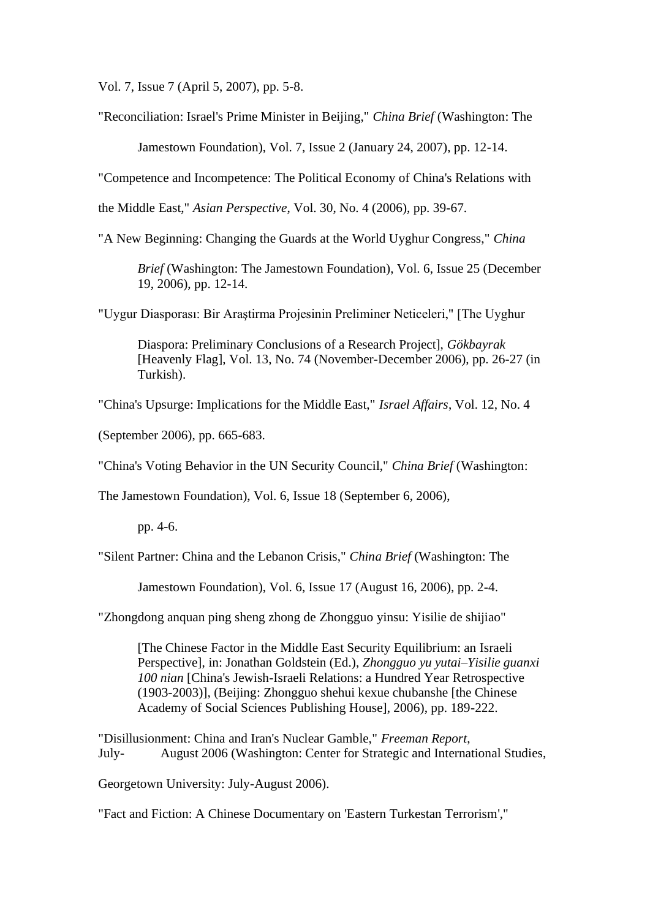Vol. 7, Issue 7 (April 5, 2007), pp. 5-8.

"Reconciliation: Israel's Prime Minister in Beijing," *China Brief* (Washington: The Jamestown Foundation), Vol. 7, Issue 2 (January 24, 2007), pp. 12-14.

"Competence and Incompetence: The Political Economy of China's Relations with the Middle East," *Asian Perspective*, Vol. 30, No. 4 (2006), pp. 39-67.

"A New Beginning: Changing the Guards at the World Uyghur Congress," *China Brief* (Washington: The Jamestown Foundation), Vol. 6, Issue 25 (December 19, 2006), pp. 12-14.

"Uygur Diasporası: Bir Araştirma Projesinin Preliminer Neticeleri," [The Uyghur Diaspora: Preliminary Conclusions of a Research Project], *Gökbayrak* [Heavenly Flag], Vol. 13, No. 74 (November-December 2006), pp. 26-27 (in Turkish).

"China's Upsurge: Implications for the Middle East," *Israel Affairs*, Vol. 12, No. 4 (September 2006), pp. 665-683.

"China's Voting Behavior in the UN Security Council," *China Brief* (Washington: The Jamestown Foundation), Vol. 6, Issue 18 (September 6, 2006), pp. 4-6.

"Silent Partner: China and the Lebanon Crisis," *China Brief* (Washington: The Jamestown Foundation), Vol. 6, Issue 17 (August 16, 2006), pp. 2-4.

"Zhongdong anquan ping sheng zhong de Zhongguo yinsu: Yisilie de shijiao" [The Chinese Factor in the Middle East Security Equilibrium: an Israeli Perspective], in: Jonathan Goldstein (Ed.), *Zhongguo yu yutai–Yisilie guanxi 100 nian* [China's Jewish-Israeli Relations: a Hundred Year Retrospective (1903-2003)], (Beijing: Zhongguo shehui kexue chubanshe [the Chinese Academy of Social Sciences Publishing House], 2006), pp. 189-222.

"Disillusionment: China and Iran's Nuclear Gamble," *Freeman Report*, July-August 2006 (Washington: Center for Strategic and International Studies, Georgetown University: July-August 2006).

"Fact and Fiction: A Chinese Documentary on 'Eastern Turkestan Terrorism',"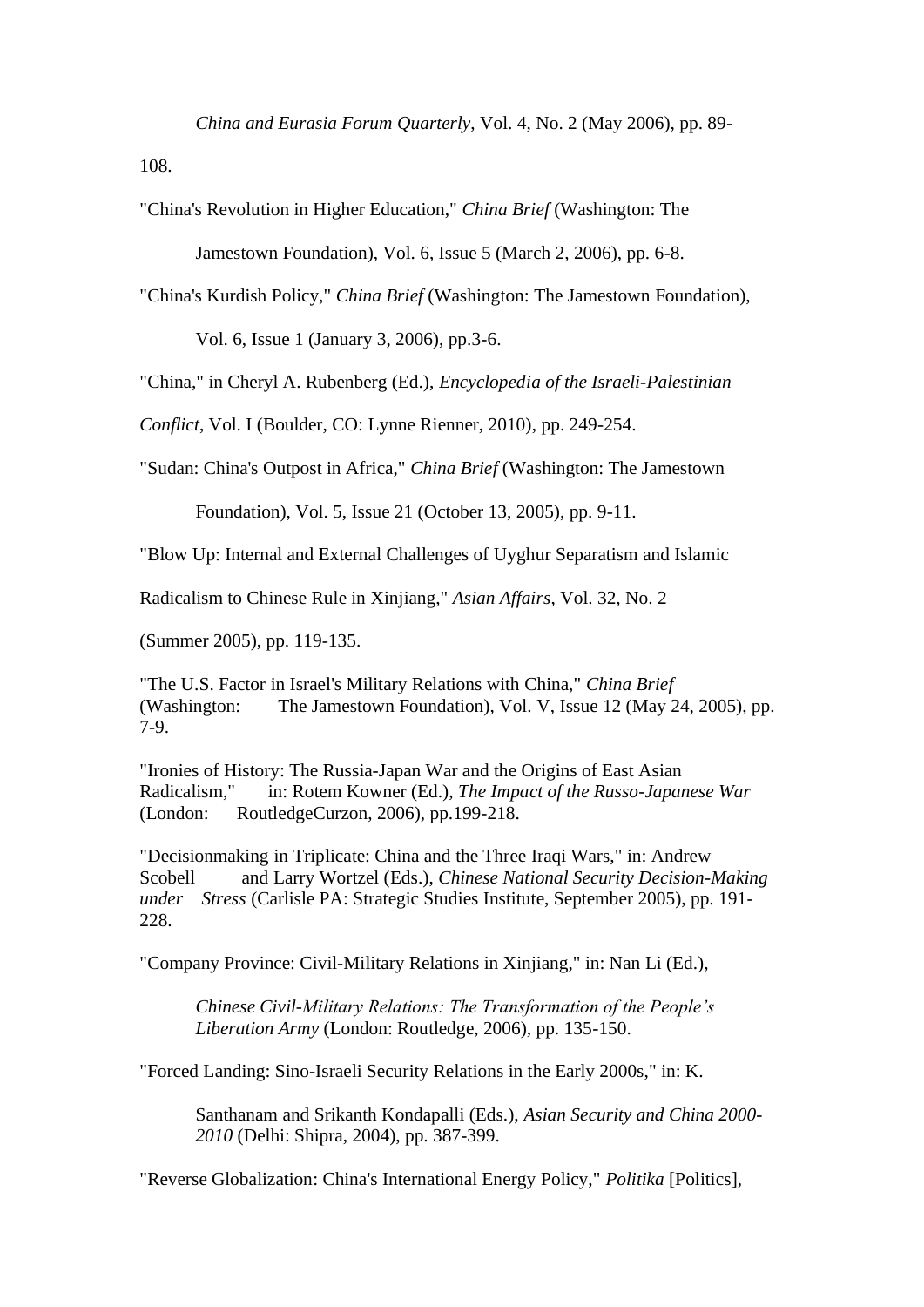*China and Eurasia Forum Quarterly*, Vol. 4, No. 2 (May 2006), pp. 89-108.

"China's Revolution in Higher Education," *China Brief* (Washington: The Jamestown Foundation), Vol. 6, Issue 5 (March 2, 2006), pp. 6-8.

"China's Kurdish Policy," *China Brief* (Washington: The Jamestown Foundation), Vol. 6, Issue 1 (January 3, 2006), pp.3-6.

"China," in Cheryl A. Rubenberg (Ed.), *Encyclopedia of the Israeli-Palestinian Conflict*, Vol. I (Boulder, CO: Lynne Rienner, 2010), pp. 249-254.

"Sudan: China's Outpost in Africa," *China Brief* (Washington: The Jamestown Foundation), Vol. 5, Issue 21 (October 13, 2005), pp. 9-11.

"Blow Up: Internal and External Challenges of Uyghur Separatism and Islamic Radicalism to Chinese Rule in Xinjiang," *Asian Affairs*, Vol. 32, No. 2 (Summer 2005), pp. 119-135.

"The U.S. Factor in Israel's Military Relations with China," *China Brief* (Washington: The Jamestown Foundation), Vol. V, Issue 12 (May 24, 2005), pp. 7-9.

"Ironies of History: The Russia-Japan War and the Origins of East Asian Radicalism," in: Rotem Kowner (Ed.), *The Impact of the Russo-Japanese War* (London: RoutledgeCurzon, 2006), pp.199-218.

"Decisionmaking in Triplicate: China and the Three Iraqi Wars," in: Andrew Scobell and Larry Wortzel (Eds.), *Chinese National Security Decision-Making under Stress* (Carlisle PA: Strategic Studies Institute, September 2005), pp. 191-228.

"Company Province: Civil-Military Relations in Xinjiang," in: Nan Li (Ed.), *Chinese Civil-Military Relations: The Transformation of the People's Liberation Army* (London: Routledge, 2006), pp. 135-150.

"Forced Landing: Sino-Israeli Security Relations in the Early 2000s," in: K. Santhanam and Srikanth Kondapalli (Eds.), *Asian Security and China 2000-2010* (Delhi: Shipra, 2004), pp. 387-399.

"Reverse Globalization: China's International Energy Policy," *Politika* [Politics],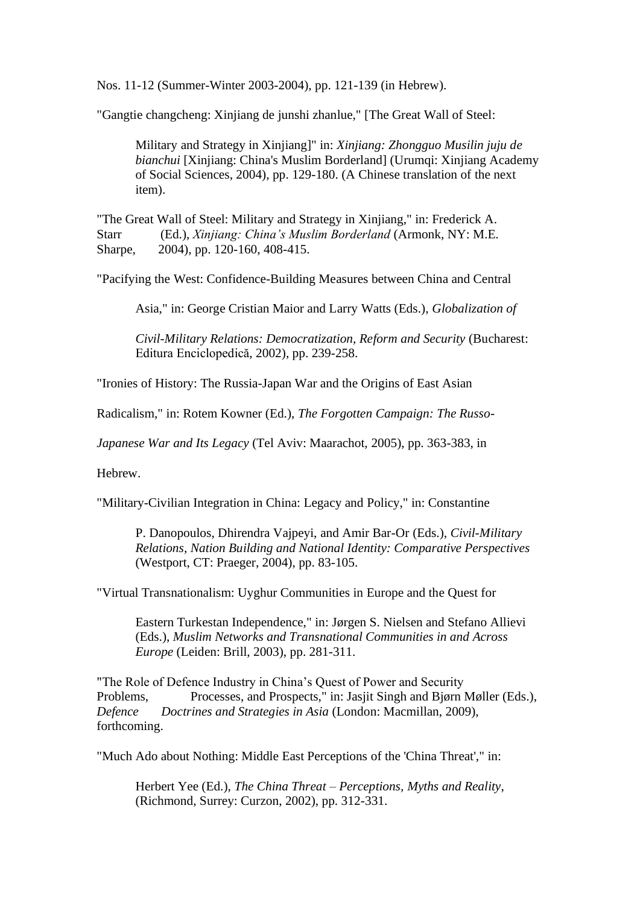Nos. 11-12 (Summer-Winter 2003-2004), pp. 121-139 (in Hebrew).

"Gangtie changcheng: Xinjiang de junshi zhanlue," [The Great Wall of Steel: Military and Strategy in Xinjiang]" in: *Xinjiang: Zhongguo Musilin juju de bianchui* [Xinjiang: China's Muslim Borderland] (Urumqi: Xinjiang Academy of Social Sciences, 2004), pp. 129-180. (A Chinese translation of the next item).

"The Great Wall of Steel: Military and Strategy in Xinjiang," in: Frederick A. Starr (Ed.), *Xinjiang: China's Muslim Borderland* (Armonk, NY: M.E. Sharpe, 2004), pp. 120-160, 408-415.

"Pacifying the West: Confidence-Building Measures between China and Central Asia," in: George Cristian Maior and Larry Watts (Eds.), *Globalization of Civil-Military Relations: Democratization, Reform and Security* (Bucharest: Editura Enciclopedică, 2002), pp. 239-258.

"Ironies of History: The Russia-Japan War and the Origins of East Asian Radicalism," in: Rotem Kowner (Ed.), *The Forgotten Campaign: The Russo-Japanese War and Its Legacy* (Tel Aviv: Maarachot, 2005), pp. 363-383, in Hebrew.

"Military-Civilian Integration in China: Legacy and Policy," in: Constantine P. Danopoulos, Dhirendra Vajpeyi, and Amir Bar-Or (Eds.), *Civil-Military Relations, Nation Building and National Identity: Comparative Perspectives* (Westport, CT: Praeger, 2004), pp. 83-105.

"Virtual Transnationalism: Uyghur Communities in Europe and the Quest for Eastern Turkestan Independence," in: Jørgen S. Nielsen and Stefano Allievi (Eds.), *Muslim Networks and Transnational Communities in and Across Europe* (Leiden: Brill, 2003), pp. 281-311.

"The Role of Defence Industry in China's Quest of Power and Security Problems, Processes, and Prospects," in: Jasjit Singh and Bjørn Møller (Eds.), *Defence Doctrines and Strategies in Asia* (London: Macmillan, 2009), forthcoming.

"Much Ado about Nothing: Middle East Perceptions of the 'China Threat'," in: Herbert Yee (Ed.), *The China Threat – Perceptions, Myths and Reality*, (Richmond, Surrey: Curzon, 2002), pp. 312-331.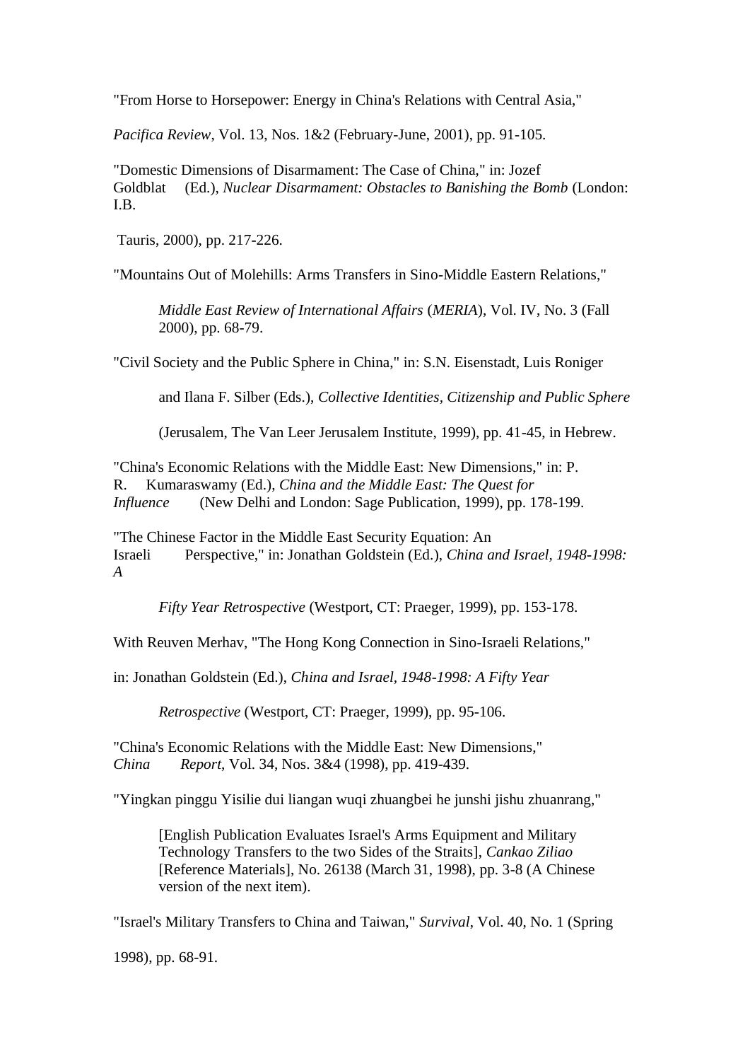"From Horse to Horsepower: Energy in China's Relations with Central Asia,"

*Pacifica Review*, Vol. 13, Nos. 1&2 (February-June, 2001), pp. 91-105.

"Domestic Dimensions of Disarmament: The Case of China," in: Jozef Goldblat (Ed.), *Nuclear Disarmament: Obstacles to Banishing the Bomb* (London: I.B. Tauris, 2000), pp. 217-226.

"Mountains Out of Molehills: Arms Transfers in Sino-Middle Eastern Relations,"

*Middle East Review of International Affairs* (*MERIA*), Vol. IV, No. 3 (Fall 2000), pp. 68-79.

"Civil Society and the Public Sphere in China," in: S.N. Eisenstadt, Luis Roniger and Ilana F. Silber (Eds.), *Collective Identities, Citizenship and Public Sphere* (Jerusalem, The Van Leer Jerusalem Institute, 1999), pp. 41-45, in Hebrew.

"China's Economic Relations with the Middle East: New Dimensions," in: P. R. Kumaraswamy (Ed.), *China and the Middle East: The Quest for Influence* (New Delhi and London: Sage Publication, 1999), pp. 178-199.

"The Chinese Factor in the Middle East Security Equation: An Israeli Perspective," in: Jonathan Goldstein (Ed.), *China and Israel, 1948-1998: A Fifty Year Retrospective* (Westport, CT: Praeger, 1999), pp. 153-178.

With Reuven Merhav, "The Hong Kong Connection in Sino-Israeli Relations," in: Jonathan Goldstein (Ed.), *China and Israel, 1948-1998: A Fifty Year Retrospective* (Westport, CT: Praeger, 1999), pp. 95-106.

"China's Economic Relations with the Middle East: New Dimensions," *China Report*, Vol. 34, Nos. 3&4 (1998), pp. 419-439.

"Yingkan pinggu Yisilie dui liangan wuqi zhuangbei he junshi jishu zhuanrang,"

[English Publication Evaluates Israel's Arms Equipment and Military Technology Transfers to the two Sides of the Straits], *Cankao Ziliao* [Reference Materials], No. 26138 (March 31, 1998), pp. 3-8 (A Chinese version of the next item).

"Israel's Military Transfers to China and Taiwan," *Survival*, Vol. 40, No. 1 (Spring 1998), pp. 68-91.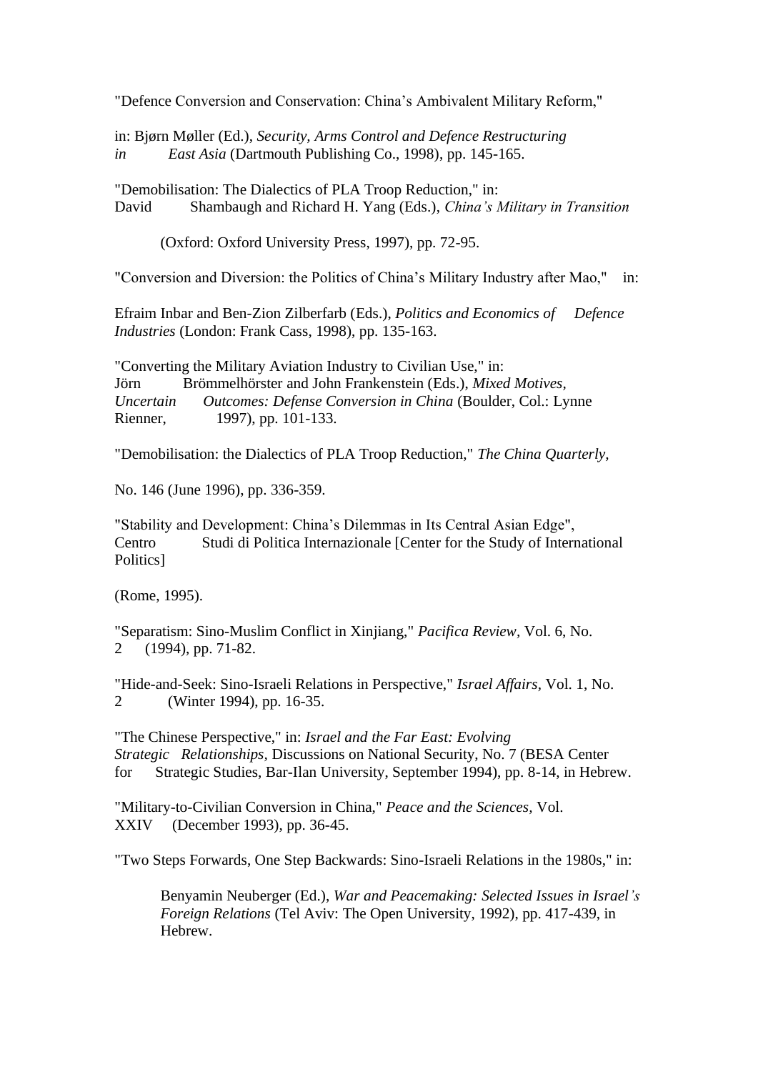"Defence Conversion and Conservation: China's Ambivalent Military Reform," in: Bjørn Møller (Ed.), *Security, Arms Control and Defence Restructuring in East Asia* (Dartmouth Publishing Co., 1998), pp. 145-165.

"Demobilisation: The Dialectics of PLA Troop Reduction," in: David Shambaugh and Richard H. Yang (Eds.), *China's Military in Transition* (Oxford: Oxford University Press, 1997), pp. 72-95.

"Conversion and Diversion: the Politics of China's Military Industry after Mao," in: Efraim Inbar and Ben-Zion Zilberfarb (Eds.), *Politics and Economics of Defence Industries* (London: Frank Cass, 1998), pp. 135-163.

"Converting the Military Aviation Industry to Civilian Use," in: Jörn Brömmelhörster and John Frankenstein (Eds.), *Mixed Motives, Uncertain Outcomes: Defense Conversion in China* (Boulder, Col.: Lynne Rienner, 1997), pp. 101-133.

"Demobilisation: the Dialectics of PLA Troop Reduction," *The China Quarterly*, No. 146 (June 1996), pp. 336-359.

"Stability and Development: China's Dilemmas in Its Central Asian Edge", Centro Studi di Politica Internazionale [Center for the Study of International Politics] (Rome, 1995).

"Separatism: Sino-Muslim Conflict in Xinjiang," *Pacifica Review*, Vol. 6, No. 2 (1994), pp. 71-82.

"Hide-and-Seek: Sino-Israeli Relations in Perspective," *Israel Affairs*, Vol. 1, No. 2 (Winter 1994), pp. 16-35.

"The Chinese Perspective," in: *Israel and the Far East: Evolving Strategic Relationships*, Discussions on National Security, No. 7 (BESA Center for Strategic Studies, Bar-Ilan University, September 1994), pp. 8-14, in Hebrew.

"Military-to-Civilian Conversion in China," *Peace and the Sciences*, Vol. XXIV (December 1993), pp. 36-45.

"Two Steps Forwards, One Step Backwards: Sino-Israeli Relations in the 1980s," in: Benyamin Neuberger (Ed.), *War and Peacemaking: Selected Issues in Israel's Foreign Relations* (Tel Aviv: The Open University, 1992), pp. 417-439, in Hebrew.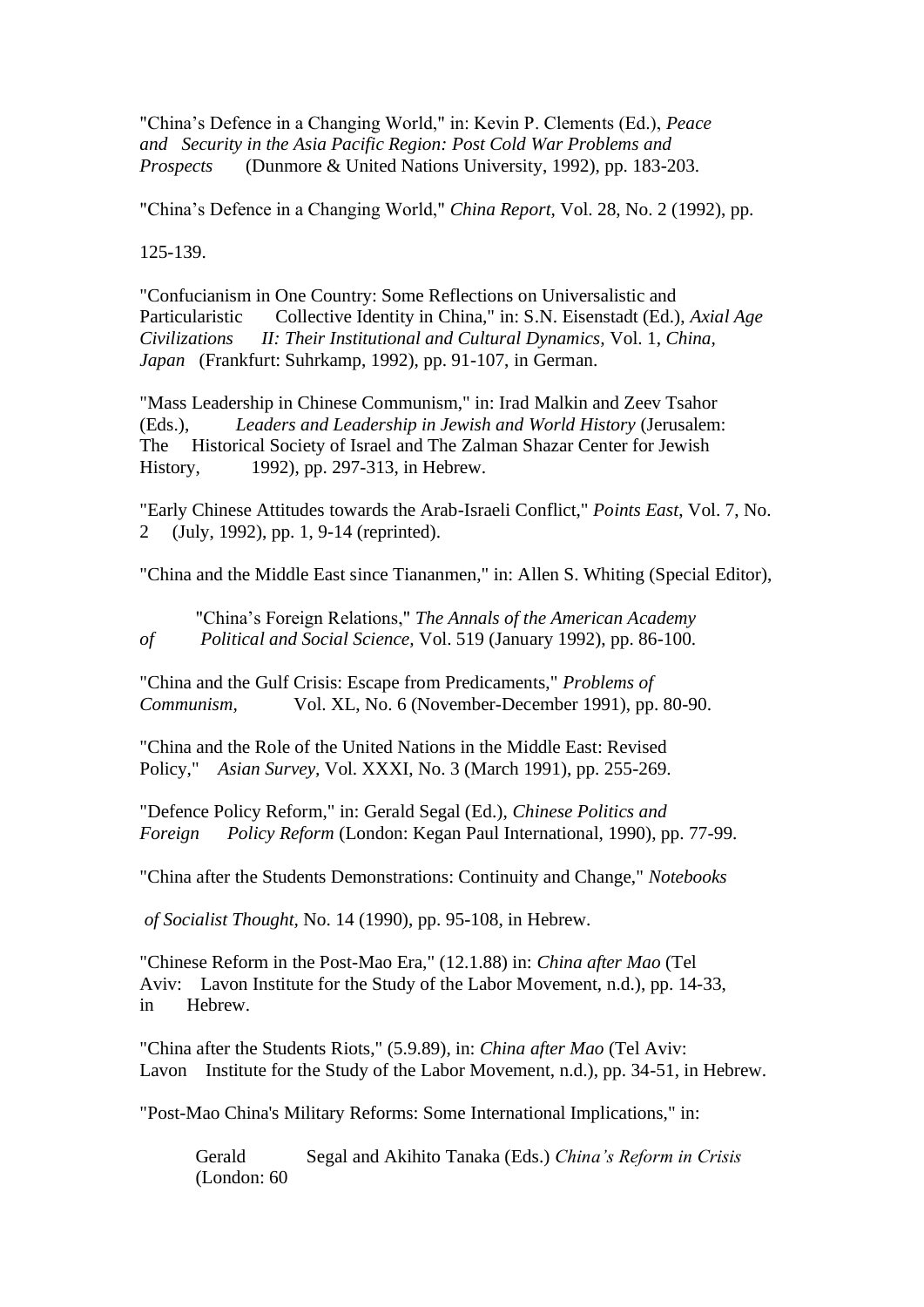"China's Defence in a Changing World," in: Kevin P. Clements (Ed.), *Peace and Security in the Asia Pacific Region: Post Cold War Problems and Prospects* (Dunmore & United Nations University, 1992), pp. 183-203.

"China's Defence in a Changing World," *China Report,* Vol. 28, No. 2 (1992), pp. 125-139.

"Confucianism in One Country: Some Reflections on Universalistic and Particularistic Collective Identity in China," in: S.N. Eisenstadt (Ed.), *Axial Age Civilizations II: Their Institutional and Cultural Dynamics,* Vol. 1, *China, Japan* (Frankfurt: Suhrkamp, 1992), pp. 91-107, in German.

"Mass Leadership in Chinese Communism," in: Irad Malkin and Zeev Tsahor (Eds.), *Leaders and Leadership in Jewish and World History* (Jerusalem: The Historical Society of Israel and The Zalman Shazar Center for Jewish History, 1992), pp. 297-313, in Hebrew.

"Early Chinese Attitudes towards the Arab-Israeli Conflict," *Points East*, Vol. 7, No. 2 (July, 1992), pp. 1, 9-14 (reprinted).

"China and the Middle East since Tiananmen," in: Allen S. Whiting (Special Editor), "China's Foreign Relations," *The Annals of the American Academy of Political and Social Science,* Vol. 519 (January 1992), pp. 86-100.

"China and the Gulf Crisis: Escape from Predicaments," *Problems of Communism,* Vol. XL, No. 6 (November-December 1991), pp. 80-90.

"China and the Role of the United Nations in the Middle East: Revised Policy," *Asian Survey,* Vol. XXXI, No. 3 (March 1991), pp. 255-269.

"Defence Policy Reform," in: Gerald Segal (Ed.), *Chinese Politics and Foreign Policy Reform* (London: Kegan Paul International, 1990), pp. 77-99.

"China after the Students Demonstrations: Continuity and Change," *Notebooks of Socialist Thought,* No. 14 (1990), pp. 95-108, in Hebrew.

"Chinese Reform in the Post-Mao Era," (12.1.88) in: *China after Mao* (Tel Aviv: Lavon Institute for the Study of the Labor Movement, n.d.), pp. 14-33, in Hebrew.

"China after the Students Riots," (5.9.89), in: *China after Mao* (Tel Aviv: Lavon Institute for the Study of the Labor Movement, n.d.), pp. 34-51, in Hebrew.

"Post-Mao China's Military Reforms: Some International Implications," in: Gerald Segal and Akihito Tanaka (Eds.) *China's Reform in Crisis* (London: 60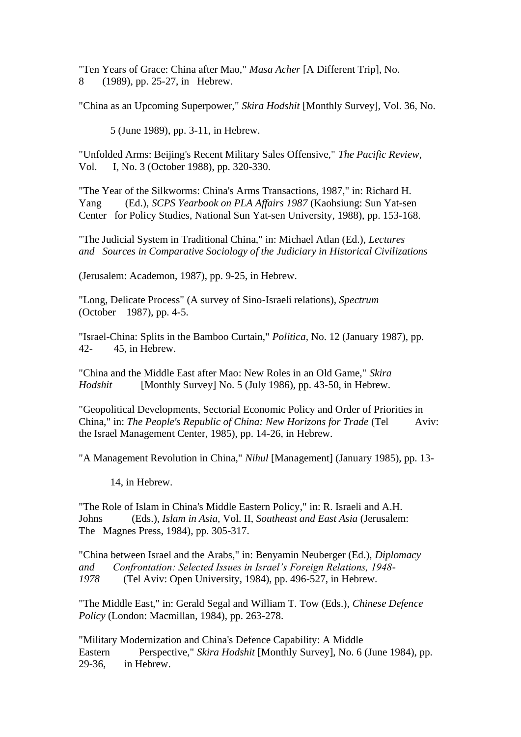"Ten Years of Grace: China after Mao," *Masa Acher* [A Different Trip], No. 8 (1989), pp. 25-27, in Hebrew.

"China as an Upcoming Superpower," *Skira Hodshit* [Monthly Survey], Vol. 36, No. 5 (June 1989), pp. 3-11, in Hebrew.

"Unfolded Arms: Beijing's Recent Military Sales Offensive," *The Pacific Review*, Vol. I, No. 3 (October 1988), pp. 320-330.

"The Year of the Silkworms: China's Arms Transactions, 1987," in: Richard H. Yang (Ed.), *SCPS Yearbook on PLA Affairs 1987* (Kaohsiung: Sun Yat-sen Center for Policy Studies, National Sun Yat-sen University, 1988), pp. 153-168.

"The Judicial System in Traditional China," in: Michael Atlan (Ed.), *Lectures and Sources in Comparative Sociology of the Judiciary in Historical Civilizations* (Jerusalem: Academon, 1987), pp. 9-25, in Hebrew.

"Long, Delicate Process" (A survey of Sino-Israeli relations), *Spectrum* (October 1987), pp. 4-5.

"Israel-China: Splits in the Bamboo Curtain," *Politica*, No. 12 (January 1987), pp. 42- 45, in Hebrew.

"China and the Middle East after Mao: New Roles in an Old Game," *Skira Hodshit* [Monthly Survey] No. 5 (July 1986), pp. 43-50, in Hebrew.

"Geopolitical Developments, Sectorial Economic Policy and Order of Priorities in China," in: *The People's Republic of China: New Horizons for Trade* (Tel Aviv: the Israel Management Center, 1985), pp. 14-26, in Hebrew.

"A Management Revolution in China," *Nihul* [Management] (January 1985), pp. 13-14, in Hebrew.

"The Role of Islam in China's Middle Eastern Policy," in: R. Israeli and A.H. Johns (Eds.), *Islam in Asia*, Vol. II, *Southeast and East Asia* (Jerusalem: The Magnes Press, 1984), pp. 305-317.

"China between Israel and the Arabs," in: Benyamin Neuberger (Ed.), *Diplomacy and Confrontation: Selected Issues in Israel's Foreign Relations, 1948-1978* (Tel Aviv: Open University, 1984), pp. 496-527, in Hebrew.

"The Middle East," in: Gerald Segal and William T. Tow (Eds.), *Chinese Defence Policy* (London: Macmillan, 1984), pp. 263-278.

"Military Modernization and China's Defence Capability: A Middle Eastern Perspective," *Skira Hodshit* [Monthly Survey], No. 6 (June 1984), pp. 29-36, in Hebrew.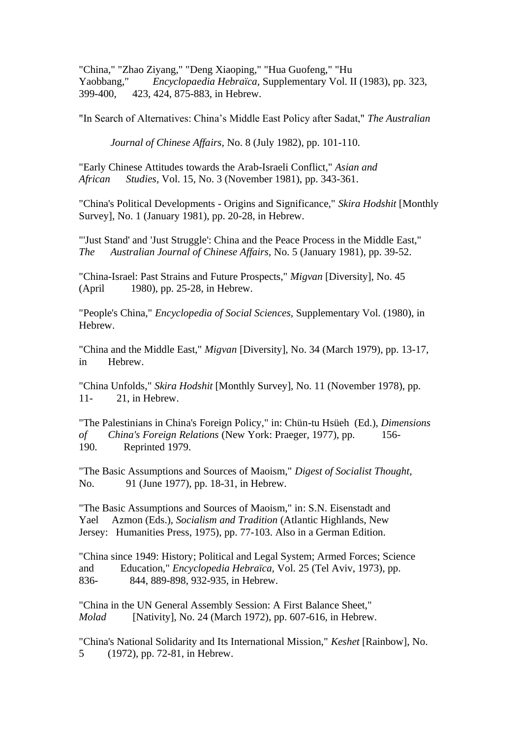"China," "Zhao Ziyang," "Deng Xiaoping," "Hua Guofeng," "Hu Yaobbang," *Encyclopaedia Hebraïca*, Supplementary Vol. II (1983), pp. 323, 399-400, 423, 424, 875-883, in Hebrew.

"In Search of Alternatives: China's Middle East Policy after Sadat," *The Australian Journal of Chinese Affairs*, No. 8 (July 1982), pp. 101-110.

"Early Chinese Attitudes towards the Arab-Israeli Conflict," *Asian and African Studies*, Vol. 15, No. 3 (November 1981), pp. 343-361.

"China's Political Developments - Origins and Significance," *Skira Hodshit* [Monthly Survey], No. 1 (January 1981), pp. 20-28, in Hebrew.

"'Just Stand' and 'Just Struggle': China and the Peace Process in the Middle East," *The Australian Journal of Chinese Affairs*, No. 5 (January 1981), pp. 39-52.

"China-Israel: Past Strains and Future Prospects," *Migvan* [Diversity], No. 45 (April 1980), pp. 25-28, in Hebrew.

"People's China," *Encyclopedia of Social Sciences*, Supplementary Vol. (1980), in Hebrew.

"China and the Middle East," *Migvan* [Diversity], No. 34 (March 1979), pp. 13-17, in Hebrew.

"China Unfolds," *Skira Hodshit* [Monthly Survey], No. 11 (November 1978), pp. 11- 21, in Hebrew.

"The Palestinians in China's Foreign Policy," in: Chün-tu Hsüeh (Ed.), *Dimensions of China's Foreign Relations* (New York: Praeger, 1977), pp. 156-190. Reprinted 1979.

"The Basic Assumptions and Sources of Maoism," *Digest of Socialist Thought*, No. 91 (June 1977), pp. 18-31, in Hebrew.

"The Basic Assumptions and Sources of Maoism," in: S.N. Eisenstadt and Yael Azmon (Eds.), *Socialism and Tradition* (Atlantic Highlands, New Jersey: Humanities Press, 1975), pp. 77-103. Also in a German Edition.

"China since 1949: History; Political and Legal System; Armed Forces; Science and Education," *Encyclopedia Hebraïca*, Vol. 25 (Tel Aviv, 1973), pp. 836- 844, 889-898, 932-935, in Hebrew.

"China in the UN General Assembly Session: A First Balance Sheet," *Molad* [Nativity], No. 24 (March 1972), pp. 607-616, in Hebrew.

"China's National Solidarity and Its International Mission," *Keshet* [Rainbow], No. 5 (1972), pp. 72-81, in Hebrew.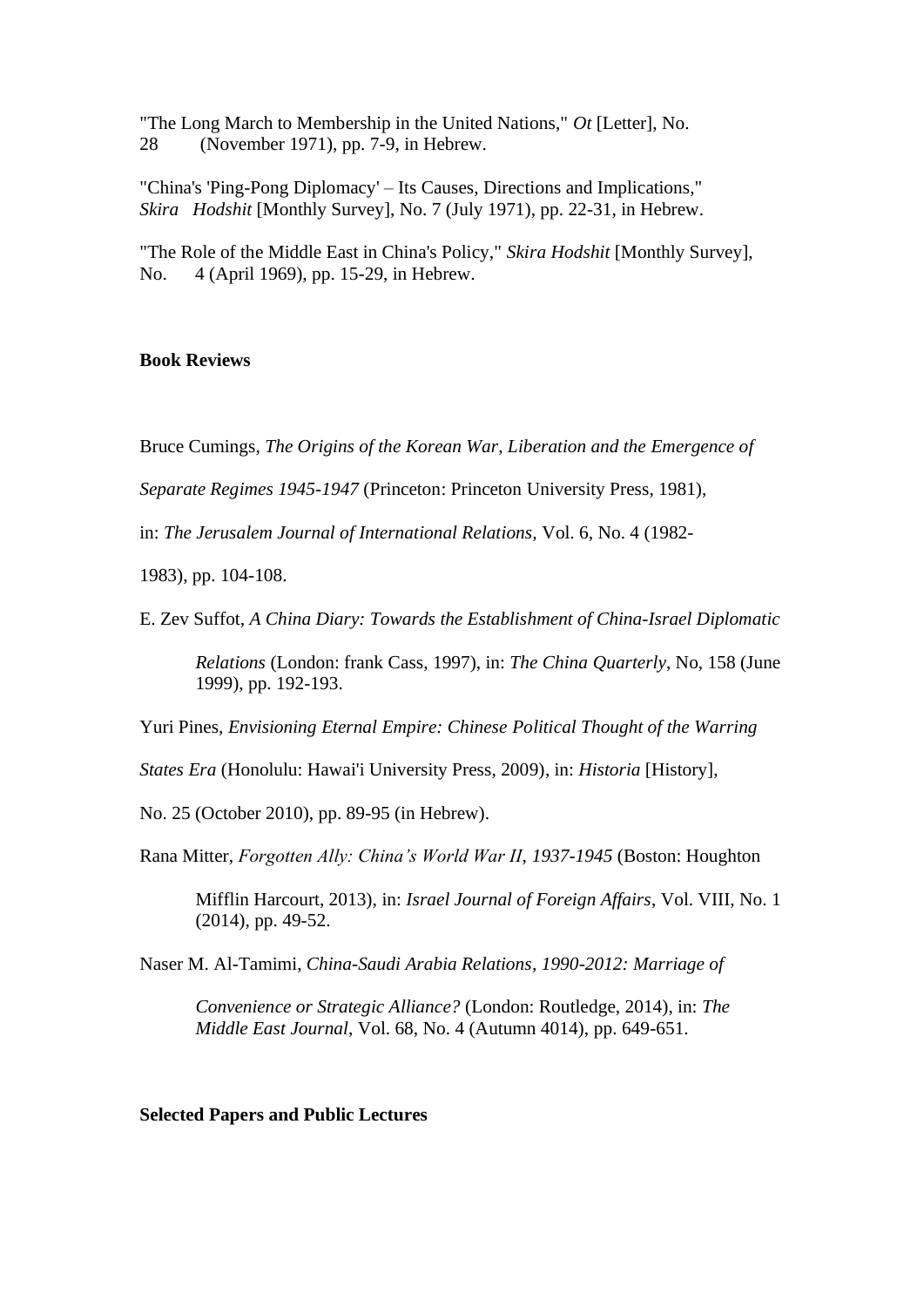"The Long March to Membership in the United Nations," *Ot* [Letter], No. 28 (November 1971), pp. 7-9, in Hebrew.

"China's 'Ping-Pong Diplomacy' – Its Causes, Directions and Implications," *Skira Hodshit* [Monthly Survey], No. 7 (July 1971), pp. 22-31, in Hebrew.

"The Role of the Middle East in China's Policy," *Skira Hodshit* [Monthly Survey], No. 4 (April 1969), pp. 15-29, in Hebrew.

**Book Reviews**

Bruce Cumings, *The Origins of the Korean War, Liberation and the Emergence of Separate Regimes 1945-1947* (Princeton: Princeton University Press, 1981), in: *The Jerusalem Journal of International Relations*, Vol. 6, No. 4 (1982-1983), pp. 104-108.

E. Zev Suffot, *A China Diary: Towards the Establishment of China-Israel Diplomatic Relations* (London: frank Cass, 1997), in: *The China Quarterly*, No, 158 (June 1999), pp. 192-193.

Yuri Pines, *Envisioning Eternal Empire: Chinese Political Thought of the Warring States Era* (Honolulu: Hawai'i University Press, 2009), in: *Historia* [History], No. 25 (October 2010), pp. 89-95 (in Hebrew).

Rana Mitter, *Forgotten Ally: China's World War II, 1937-1945* (Boston: Houghton Mifflin Harcourt, 2013), in: *Israel Journal of Foreign Affairs*, Vol. VIII, No. 1 (2014), pp. 49-52.

Naser M. Al-Tamimi, *China-Saudi Arabia Relations, 1990-2012: Marriage of Convenience or Strategic Alliance?* (London: Routledge, 2014), in: *The Middle East Journal*, Vol. 68, No. 4 (Autumn 4014), pp. 649-651.

**Selected Papers and Public Lectures**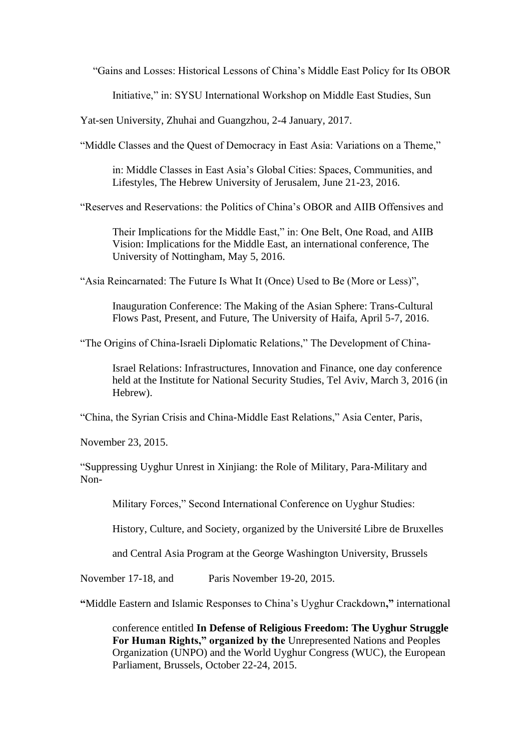"Gains and Losses: Historical Lessons of China's Middle East Policy for Its OBOR Initiative," in: SYSU International Workshop on Middle East Studies, Sun Yat-sen University, Zhuhai and Guangzhou, 2-4 January, 2017.

"Middle Classes and the Quest of Democracy in East Asia: Variations on a Theme," in: Middle Classes in East Asia's Global Cities: Spaces, Communities, and Lifestyles, The Hebrew University of Jerusalem, June 21-23, 2016.

"Reserves and Reservations: the Politics of China's OBOR and AIIB Offensives and Their Implications for the Middle East," in: One Belt, One Road, and AIIB Vision: Implications for the Middle East, an international conference, The University of Nottingham, May 5, 2016.

"Asia Reincarnated: The Future Is What It (Once) Used to Be (More or Less)", Inauguration Conference: The Making of the Asian Sphere: Trans-Cultural Flows Past, Present, and Future, The University of Haifa, April 5-7, 2016.

"The Origins of China-Israeli Diplomatic Relations," The Development of China-Israel Relations: Infrastructures, Innovation and Finance, one day conference held at the Institute for National Security Studies, Tel Aviv, March 3, 2016 (in Hebrew).

"China, the Syrian Crisis and China-Middle East Relations," Asia Center, Paris, November 23, 2015.

"Suppressing Uyghur Unrest in Xinjiang: the Role of Military, Para-Military and Non-Military Forces," Second International Conference on Uyghur Studies: History, Culture, and Society, organized by the Université Libre de Bruxelles and Central Asia Program at the George Washington University, Brussels November 17-18, and Paris November 19-20, 2015.

**"**Middle Eastern and Islamic Responses to China's Uyghur Crackdown**,"** international conference entitled **In Defense of Religious Freedom: The Uyghur Struggle For Human Rights," organized by the** Unrepresented Nations and Peoples Organization (UNPO) and the World Uyghur Congress (WUC), the European Parliament, Brussels, October 22-24, 2015.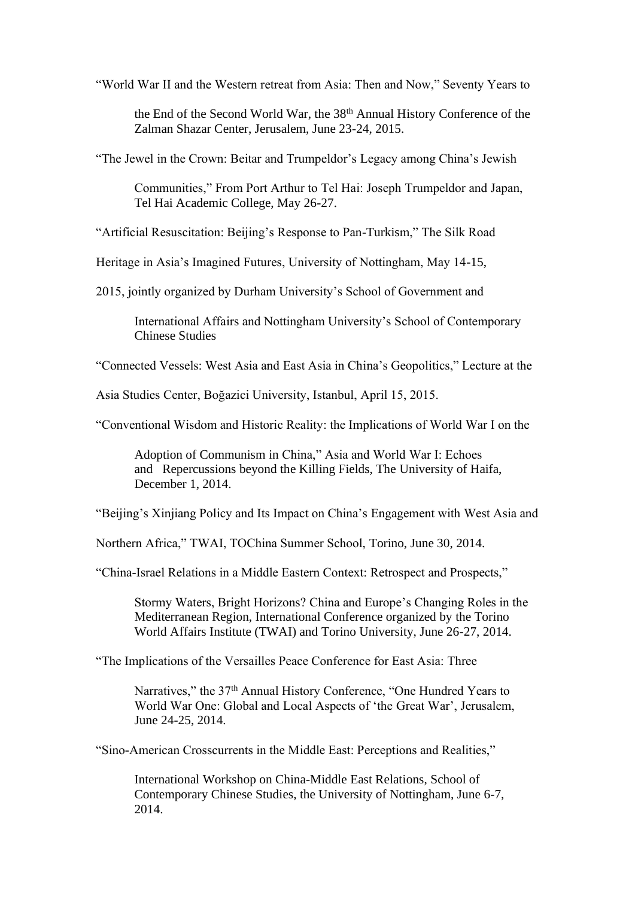"World War II and the Western retreat from Asia: Then and Now," Seventy Years to the End of the Second World War, the 38th Annual History Conference of the Zalman Shazar Center, Jerusalem, June 23-24, 2015.

"The Jewel in the Crown: Beitar and Trumpeldor's Legacy among China's Jewish Communities," From Port Arthur to Tel Hai: Joseph Trumpeldor and Japan, Tel Hai Academic College, May 26-27.

"Artificial Resuscitation: Beijing's Response to Pan-Turkism," The Silk Road Heritage in Asia's Imagined Futures, University of Nottingham, May 14-15, 2015, jointly organized by Durham University's School of Government and International Affairs and Nottingham University's School of Contemporary Chinese Studies

"Connected Vessels: West Asia and East Asia in China's Geopolitics," Lecture at the Asia Studies Center, Boğazici University, Istanbul, April 15, 2015.

"Conventional Wisdom and Historic Reality: the Implications of World War I on the Adoption of Communism in China," Asia and World War I: Echoes and Repercussions beyond the Killing Fields, The University of Haifa, December 1, 2014.

"Beijing's Xinjiang Policy and Its Impact on China's Engagement with West Asia and Northern Africa," TWAI, TOChina Summer School, Torino, June 30, 2014.

"China-Israel Relations in a Middle Eastern Context: Retrospect and Prospects," Stormy Waters, Bright Horizons? China and Europe's Changing Roles in the Mediterranean Region, International Conference organized by the Torino World Affairs Institute (TWAI) and Torino University, June 26-27, 2014.

"The Implications of the Versailles Peace Conference for East Asia: Three Narratives," the 37th Annual History Conference, "One Hundred Years to World War One: Global and Local Aspects of 'the Great War', Jerusalem, June 24-25, 2014.

"Sino-American Crosscurrents in the Middle East: Perceptions and Realities," International Workshop on China-Middle East Relations, School of Contemporary Chinese Studies, the University of Nottingham, June 6-7, 2014.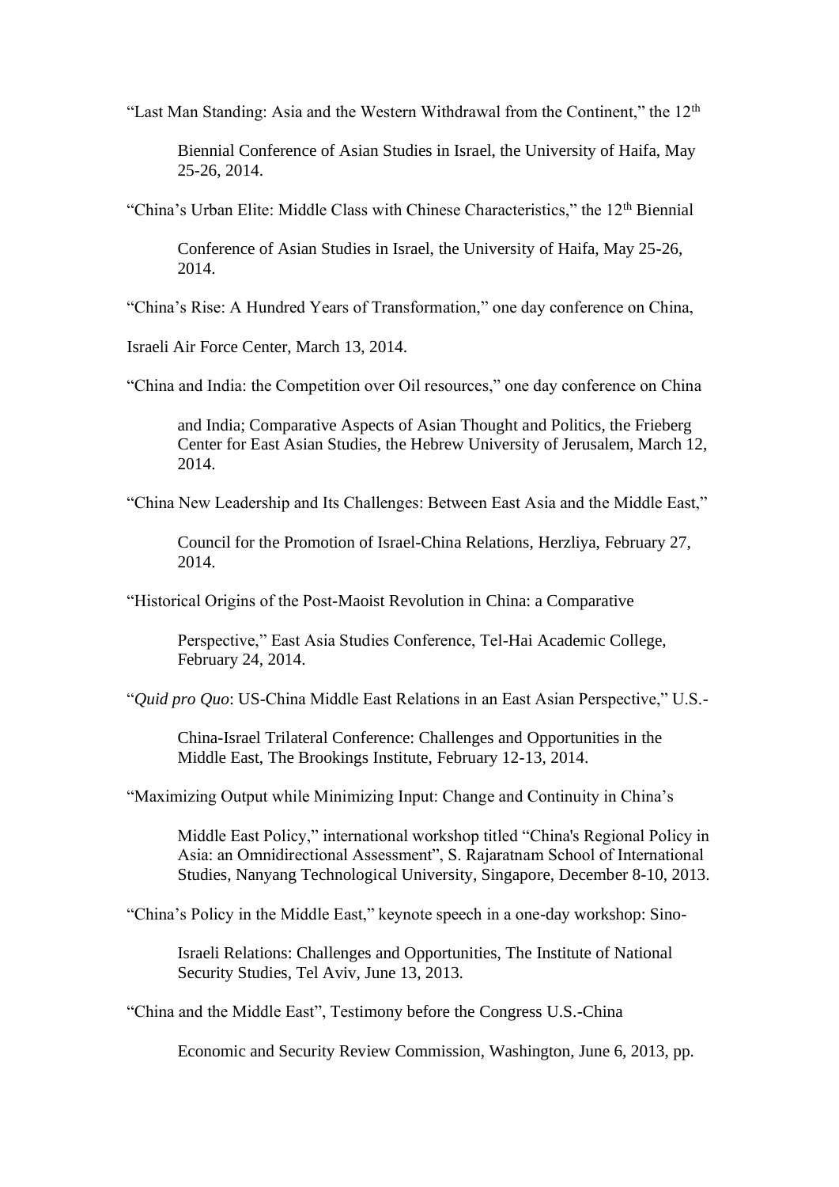"Last Man Standing: Asia and the Western Withdrawal from the Continent," the 12th Biennial Conference of Asian Studies in Israel, the University of Haifa, May 25-26, 2014.

"China's Urban Elite: Middle Class with Chinese Characteristics," the 12th Biennial Conference of Asian Studies in Israel, the University of Haifa, May 25-26, 2014.

"China's Rise: A Hundred Years of Transformation," one day conference on China, Israeli Air Force Center, March 13, 2014.

"China and India: the Competition over Oil resources," one day conference on China and India; Comparative Aspects of Asian Thought and Politics, the Frieberg Center for East Asian Studies, the Hebrew University of Jerusalem, March 12, 2014.

"China New Leadership and Its Challenges: Between East Asia and the Middle East," Council for the Promotion of Israel-China Relations, Herzliya, February 27, 2014.

"Historical Origins of the Post-Maoist Revolution in China: a Comparative Perspective," East Asia Studies Conference, Tel-Hai Academic College, February 24, 2014.

"*Quid pro Quo*: US-China Middle East Relations in an East Asian Perspective," U.S.-China-Israel Trilateral Conference: Challenges and Opportunities in the Middle East, The Brookings Institute, February 12-13, 2014.

"Maximizing Output while Minimizing Input: Change and Continuity in China's Middle East Policy," international workshop titled "China's Regional Policy in Asia: an Omnidirectional Assessment", S. Rajaratnam School of International Studies, Nanyang Technological University, Singapore, December 8-10, 2013.

"China's Policy in the Middle East," keynote speech in a one-day workshop: Sino-Israeli Relations: Challenges and Opportunities, The Institute of National Security Studies, Tel Aviv, June 13, 2013.

"China and the Middle East", Testimony before the Congress U.S.-China Economic and Security Review Commission, Washington, June 6, 2013, pp.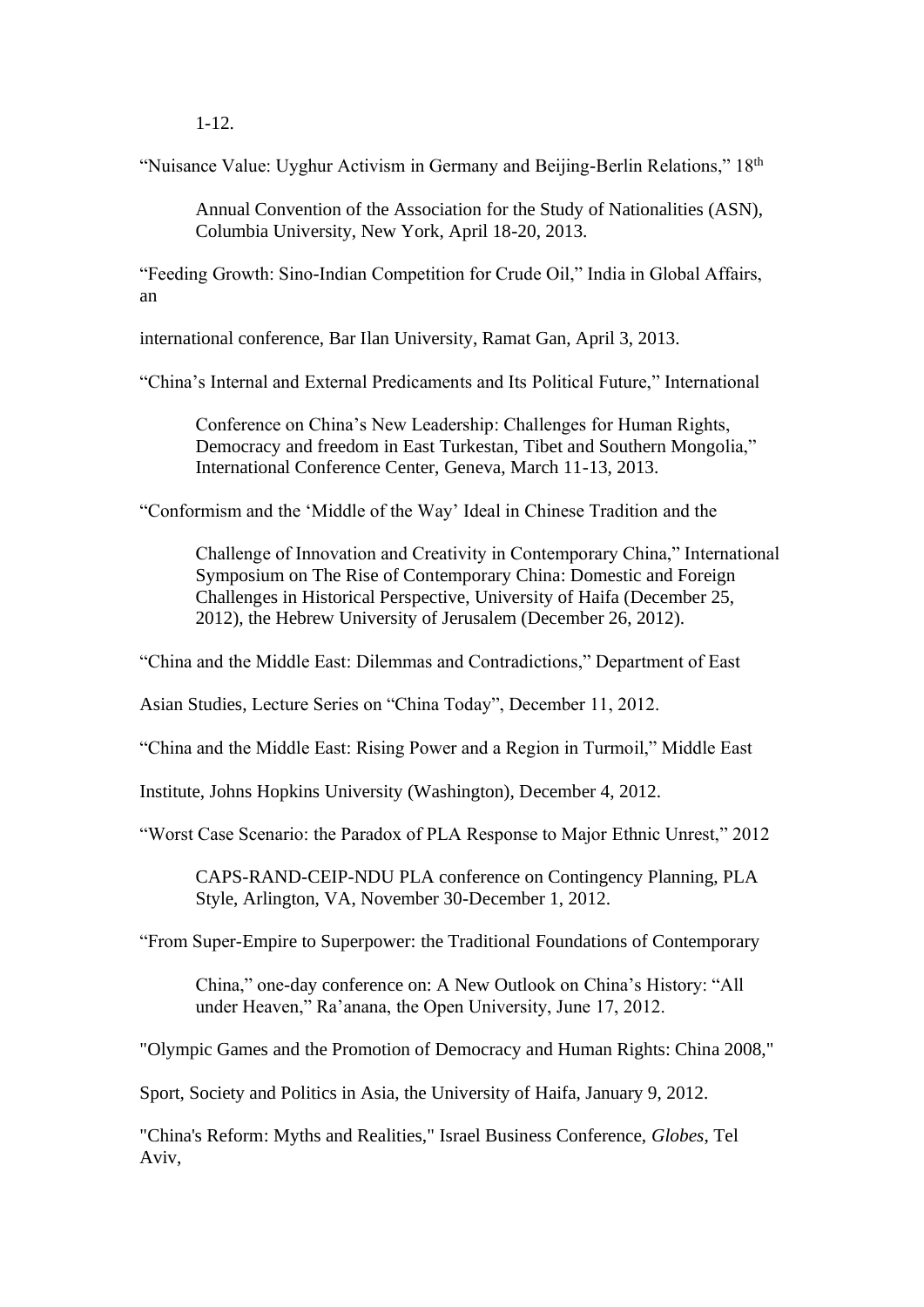1-12.

"Nuisance Value: Uyghur Activism in Germany and Beijing-Berlin Relations," 18th Annual Convention of the Association for the Study of Nationalities (ASN), Columbia University, New York, April 18-20, 2013.

"Feeding Growth: Sino-Indian Competition for Crude Oil," India in Global Affairs, an international conference, Bar Ilan University, Ramat Gan, April 3, 2013.

"China's Internal and External Predicaments and Its Political Future," International Conference on China's New Leadership: Challenges for Human Rights, Democracy and freedom in East Turkestan, Tibet and Southern Mongolia," International Conference Center, Geneva, March 11-13, 2013.

"Conformism and the 'Middle of the Way' Ideal in Chinese Tradition and the Challenge of Innovation and Creativity in Contemporary China," International Symposium on The Rise of Contemporary China: Domestic and Foreign Challenges in Historical Perspective, University of Haifa (December 25, 2012), the Hebrew University of Jerusalem (December 26, 2012).

"China and the Middle East: Dilemmas and Contradictions," Department of East Asian Studies, Lecture Series on "China Today", December 11, 2012.

"China and the Middle East: Rising Power and a Region in Turmoil," Middle East Institute, Johns Hopkins University (Washington), December 4, 2012.

"Worst Case Scenario: the Paradox of PLA Response to Major Ethnic Unrest," 2012 CAPS-RAND-CEIP-NDU PLA conference on Contingency Planning, PLA Style, Arlington, VA, November 30-December 1, 2012.

"From Super-Empire to Superpower: the Traditional Foundations of Contemporary China," one-day conference on: A New Outlook on China's History: "All under Heaven," Ra'anana, the Open University, June 17, 2012.

"Olympic Games and the Promotion of Democracy and Human Rights: China 2008," Sport, Society and Politics in Asia, the University of Haifa, January 9, 2012.

"China's Reform: Myths and Realities," Israel Business Conference, *Globes*, Tel Aviv,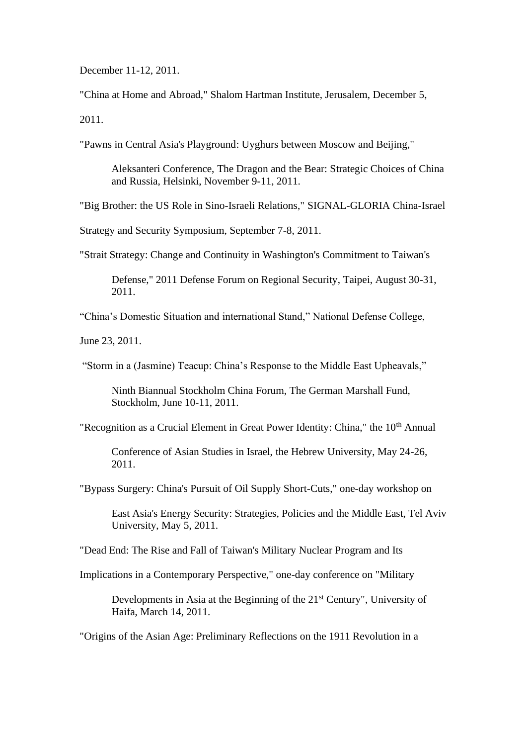December 11-12, 2011.

"China at Home and Abroad," Shalom Hartman Institute, Jerusalem, December 5, 2011.

"Pawns in Central Asia's Playground: Uyghurs between Moscow and Beijing," Aleksanteri Conference, The Dragon and the Bear: Strategic Choices of China and Russia, Helsinki, November 9-11, 2011.

"Big Brother: the US Role in Sino-Israeli Relations," SIGNAL-GLORIA China-Israel Strategy and Security Symposium, September 7-8, 2011.

"Strait Strategy: Change and Continuity in Washington's Commitment to Taiwan's Defense," 2011 Defense Forum on Regional Security, Taipei, August 30-31, 2011.

"China's Domestic Situation and international Stand," National Defense College, June 23, 2011.

"Storm in a (Jasmine) Teacup: China's Response to the Middle East Upheavals," Ninth Biannual Stockholm China Forum, The German Marshall Fund, Stockholm, June 10-11, 2011.

"Recognition as a Crucial Element in Great Power Identity: China," the 10th Annual Conference of Asian Studies in Israel, the Hebrew University, May 24-26, 2011.

"Bypass Surgery: China's Pursuit of Oil Supply Short-Cuts," one-day workshop on East Asia's Energy Security: Strategies, Policies and the Middle East, Tel Aviv University, May 5, 2011.

"Dead End: The Rise and Fall of Taiwan's Military Nuclear Program and Its Implications in a Contemporary Perspective," one-day conference on "Military Developments in Asia at the Beginning of the 21st Century", University of Haifa, March 14, 2011.

"Origins of the Asian Age: Preliminary Reflections on the 1911 Revolution in a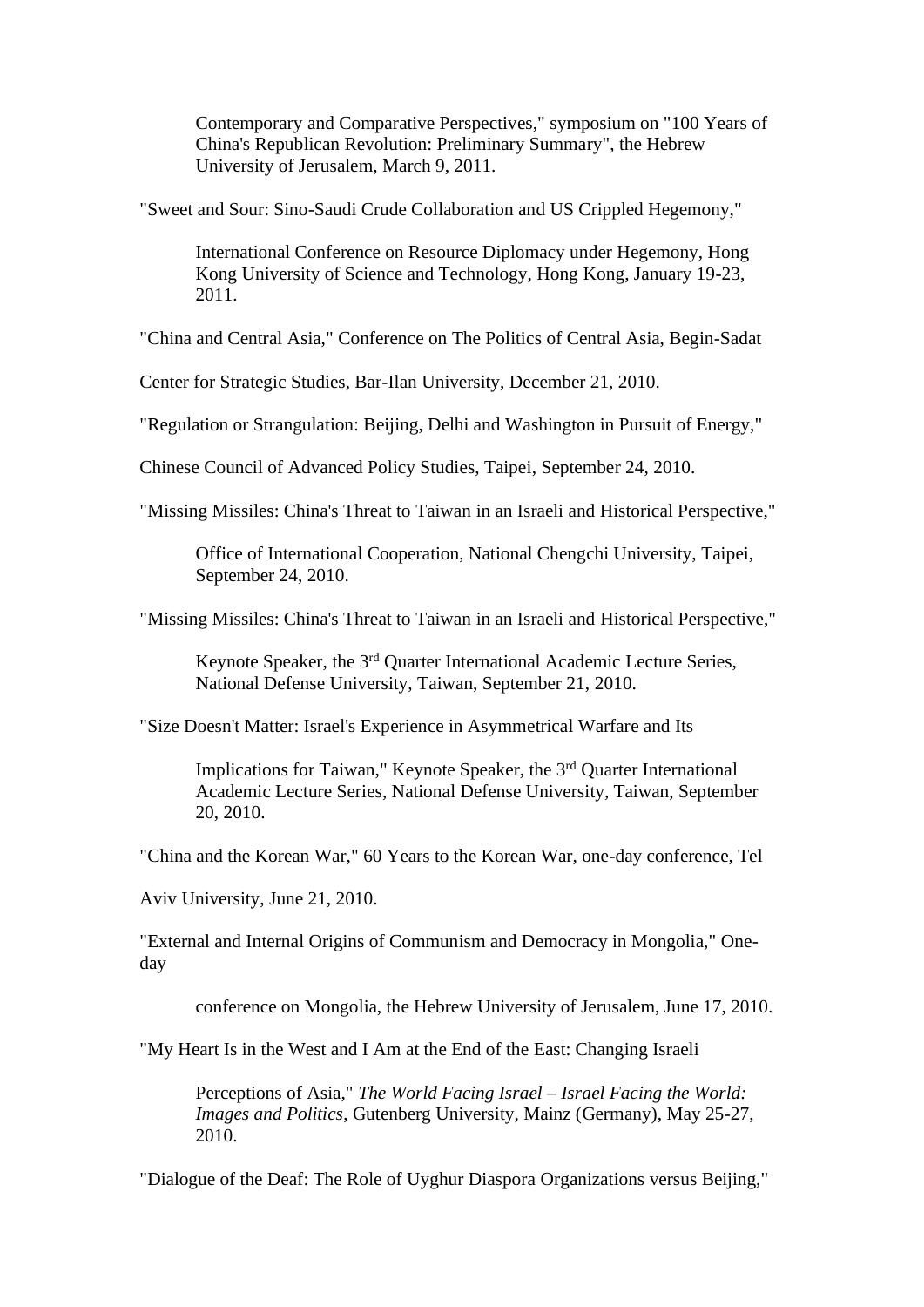Contemporary and Comparative Perspectives," symposium on "100 Years of China's Republican Revolution: Preliminary Summary", the Hebrew University of Jerusalem, March 9, 2011.

"Sweet and Sour: Sino-Saudi Crude Collaboration and US Crippled Hegemony,"

International Conference on Resource Diplomacy under Hegemony, Hong Kong University of Science and Technology, Hong Kong, January 19-23, 2011.

"China and Central Asia," Conference on The Politics of Central Asia, Begin-Sadat

Center for Strategic Studies, Bar-Ilan University, December 21, 2010.

"Regulation or Strangulation: Beijing, Delhi and Washington in Pursuit of Energy,"

Chinese Council of Advanced Policy Studies, Taipei, September 24, 2010.

"Missing Missiles: China's Threat to Taiwan in an Israeli and Historical Perspective,"

Office of International Cooperation, National Chengchi University, Taipei, September 24, 2010.

"Missing Missiles: China's Threat to Taiwan in an Israeli and Historical Perspective,"

Keynote Speaker, the 3rd Quarter International Academic Lecture Series, National Defense University, Taiwan, September 21, 2010.

"Size Doesn't Matter: Israel's Experience in Asymmetrical Warfare and Its

Implications for Taiwan," Keynote Speaker, the 3rd Quarter International Academic Lecture Series, National Defense University, Taiwan, September 20, 2010.

"China and the Korean War," 60 Years to the Korean War, one-day conference, Tel

Aviv University, June 21, 2010.

"External and Internal Origins of Communism and Democracy in Mongolia," One-day

conference on Mongolia, the Hebrew University of Jerusalem, June 17, 2010.

"My Heart Is in the West and I Am at the End of the East: Changing Israeli

Perceptions of Asia," *The World Facing Israel – Israel Facing the World: Images and Politics*, Gutenberg University, Mainz (Germany), May 25-27, 2010.

"Dialogue of the Deaf: The Role of Uyghur Diaspora Organizations versus Beijing,"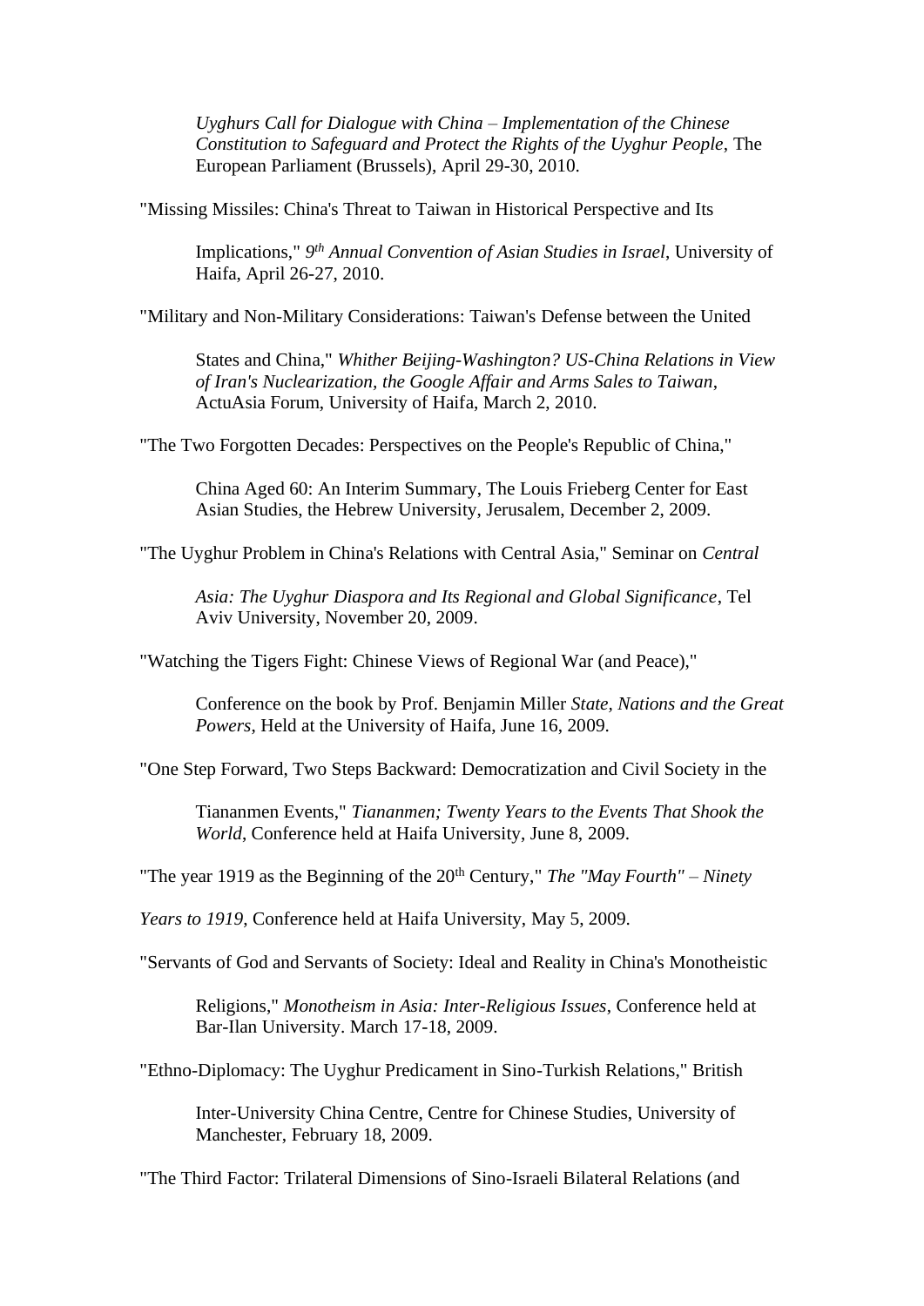*Uyghurs Call for Dialogue with China – Implementation of the Chinese Constitution to Safeguard and Protect the Rights of the Uyghur People*, The European Parliament (Brussels), April 29-30, 2010.

"Missing Missiles: China's Threat to Taiwan in Historical Perspective and Its Implications," *9th Annual Convention of Asian Studies in Israel*, University of Haifa, April 26-27, 2010.

"Military and Non-Military Considerations: Taiwan's Defense between the United States and China," *Whither Beijing-Washington? US-China Relations in View of Iran's Nuclearization, the Google Affair and Arms Sales to Taiwan*, ActuAsia Forum, University of Haifa, March 2, 2010.

"The Two Forgotten Decades: Perspectives on the People's Republic of China," China Aged 60: An Interim Summary, The Louis Frieberg Center for East Asian Studies, the Hebrew University, Jerusalem, December 2, 2009.

"The Uyghur Problem in China's Relations with Central Asia," Seminar on *Central Asia: The Uyghur Diaspora and Its Regional and Global Significance*, Tel Aviv University, November 20, 2009.

"Watching the Tigers Fight: Chinese Views of Regional War (and Peace)," Conference on the book by Prof. Benjamin Miller *State, Nations and the Great Powers*, Held at the University of Haifa, June 16, 2009.

"One Step Forward, Two Steps Backward: Democratization and Civil Society in the Tiananmen Events," *Tiananmen; Twenty Years to the Events That Shook the World*, Conference held at Haifa University, June 8, 2009.

"The year 1919 as the Beginning of the 20th Century," *The "May Fourth" – Ninety Years to 1919*, Conference held at Haifa University, May 5, 2009.

"Servants of God and Servants of Society: Ideal and Reality in China's Monotheistic Religions," *Monotheism in Asia: Inter-Religious Issues*, Conference held at Bar-Ilan University. March 17-18, 2009.

"Ethno-Diplomacy: The Uyghur Predicament in Sino-Turkish Relations," British Inter-University China Centre, Centre for Chinese Studies, University of Manchester, February 18, 2009.

"The Third Factor: Trilateral Dimensions of Sino-Israeli Bilateral Relations (and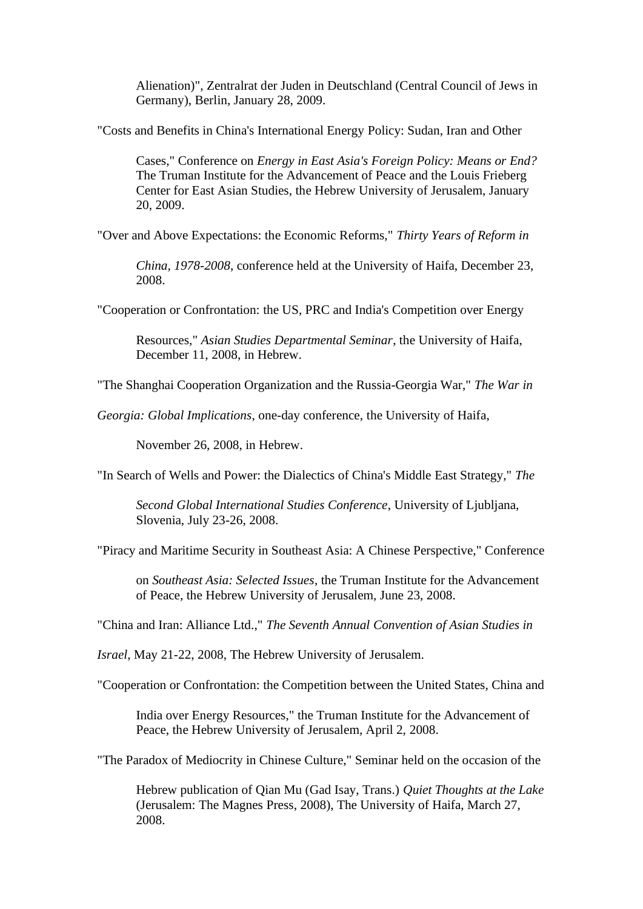Alienation)", Zentralrat der Juden in Deutschland (Central Council of Jews in Germany), Berlin, January 28, 2009.

"Costs and Benefits in China's International Energy Policy: Sudan, Iran and Other Cases," Conference on *Energy in East Asia's Foreign Policy: Means or End?* The Truman Institute for the Advancement of Peace and the Louis Frieberg Center for East Asian Studies, the Hebrew University of Jerusalem, January 20, 2009.

"Over and Above Expectations: the Economic Reforms," *Thirty Years of Reform in China, 1978-2008*, conference held at the University of Haifa, December 23, 2008.

"Cooperation or Confrontation: the US, PRC and India's Competition over Energy Resources," *Asian Studies Departmental Seminar*, the University of Haifa, December 11, 2008, in Hebrew.

"The Shanghai Cooperation Organization and the Russia-Georgia War," *The War in Georgia: Global Implications*, one-day conference, the University of Haifa, November 26, 2008, in Hebrew.

"In Search of Wells and Power: the Dialectics of China's Middle East Strategy," *The Second Global International Studies Conference*, University of Ljubljana, Slovenia, July 23-26, 2008.

"Piracy and Maritime Security in Southeast Asia: A Chinese Perspective," Conference on *Southeast Asia: Selected Issues*, the Truman Institute for the Advancement of Peace, the Hebrew University of Jerusalem, June 23, 2008.

"China and Iran: Alliance Ltd.," *The Seventh Annual Convention of Asian Studies in Israel*, May 21-22, 2008, The Hebrew University of Jerusalem.

"Cooperation or Confrontation: the Competition between the United States, China and India over Energy Resources," the Truman Institute for the Advancement of Peace, the Hebrew University of Jerusalem, April 2, 2008.

"The Paradox of Mediocrity in Chinese Culture," Seminar held on the occasion of the Hebrew publication of Qian Mu (Gad Isay, Trans.) *Quiet Thoughts at the Lake* (Jerusalem: The Magnes Press, 2008), The University of Haifa, March 27, 2008.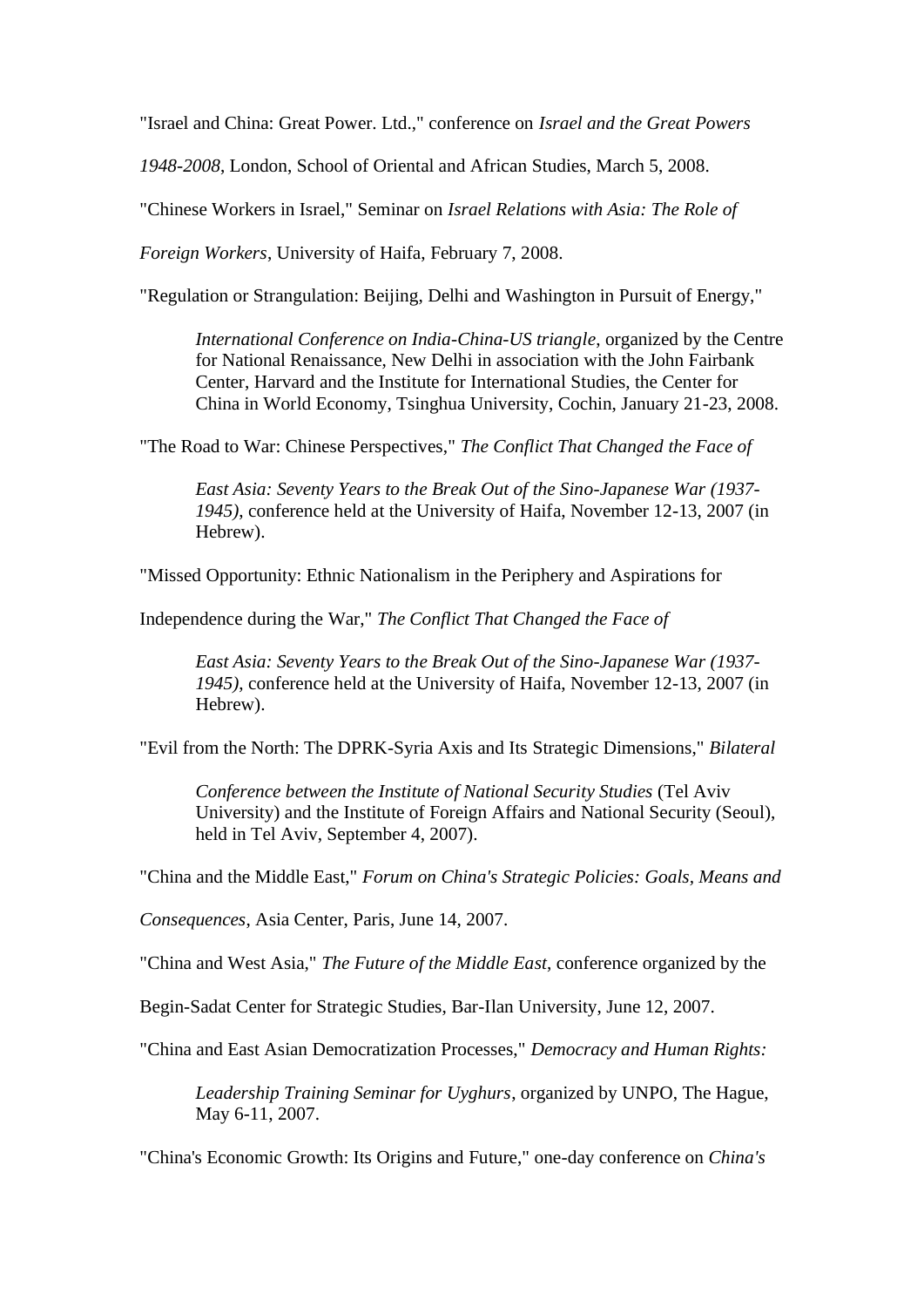"Israel and China: Great Power. Ltd.," conference on *Israel and the Great Powers 1948-2008*, London, School of Oriental and African Studies, March 5, 2008.

"Chinese Workers in Israel," Seminar on *Israel Relations with Asia: The Role of Foreign Workers*, University of Haifa, February 7, 2008.

"Regulation or Strangulation: Beijing, Delhi and Washington in Pursuit of Energy," *International Conference on India-China-US triangle*, organized by the Centre for National Renaissance, New Delhi in association with the John Fairbank Center, Harvard and the Institute for International Studies, the Center for China in World Economy, Tsinghua University, Cochin, January 21-23, 2008.

"The Road to War: Chinese Perspectives," *The Conflict That Changed the Face of East Asia: Seventy Years to the Break Out of the Sino-Japanese War (1937-1945)*, conference held at the University of Haifa, November 12-13, 2007 (in Hebrew).

"Missed Opportunity: Ethnic Nationalism in the Periphery and Aspirations for Independence during the War," *The Conflict That Changed the Face of East Asia: Seventy Years to the Break Out of the Sino-Japanese War (1937-1945)*, conference held at the University of Haifa, November 12-13, 2007 (in Hebrew).

"Evil from the North: The DPRK-Syria Axis and Its Strategic Dimensions," *Bilateral Conference between the Institute of National Security Studies* (Tel Aviv University) and the Institute of Foreign Affairs and National Security (Seoul), held in Tel Aviv, September 4, 2007).

"China and the Middle East," *Forum on China's Strategic Policies: Goals, Means and Consequences*, Asia Center, Paris, June 14, 2007.

"China and West Asia," *The Future of the Middle East*, conference organized by the Begin-Sadat Center for Strategic Studies, Bar-Ilan University, June 12, 2007.

"China and East Asian Democratization Processes," *Democracy and Human Rights: Leadership Training Seminar for Uyghurs*, organized by UNPO, The Hague, May 6-11, 2007.

"China's Economic Growth: Its Origins and Future," one-day conference on *China's*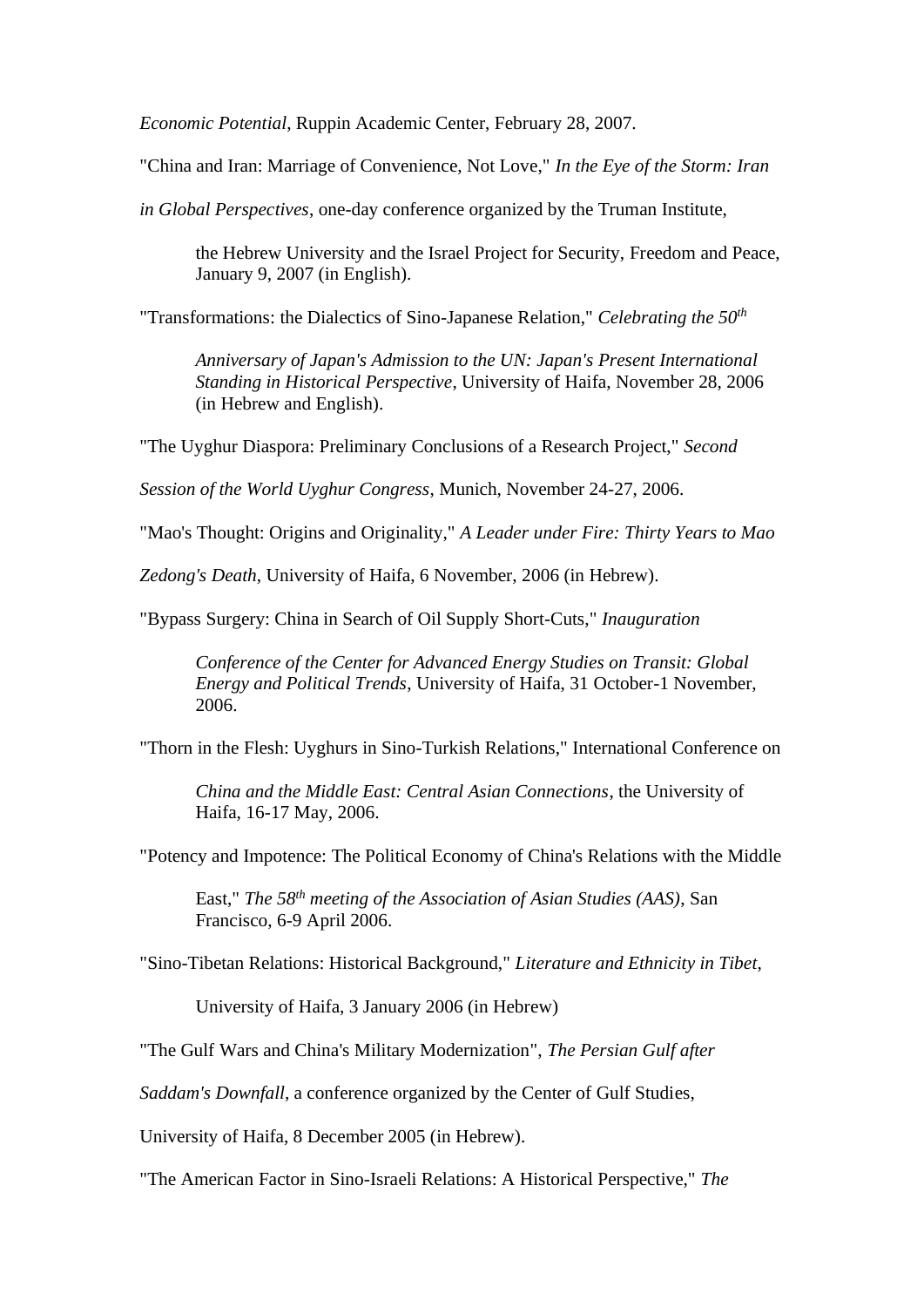*Economic Potential*, Ruppin Academic Center, February 28, 2007.

"China and Iran: Marriage of Convenience, Not Love," *In the Eye of the Storm: Iran in Global Perspectives*, one-day conference organized by the Truman Institute, the Hebrew University and the Israel Project for Security, Freedom and Peace, January 9, 2007 (in English).

"Transformations: the Dialectics of Sino-Japanese Relation," *Celebrating the 50th Anniversary of Japan's Admission to the UN: Japan's Present International Standing in Historical Perspective*, University of Haifa, November 28, 2006 (in Hebrew and English).

"The Uyghur Diaspora: Preliminary Conclusions of a Research Project," *Second Session of the World Uyghur Congress*, Munich, November 24-27, 2006.

"Mao's Thought: Origins and Originality," *A Leader under Fire: Thirty Years to Mao Zedong's Death*, University of Haifa, 6 November, 2006 (in Hebrew).

"Bypass Surgery: China in Search of Oil Supply Short-Cuts," *Inauguration Conference of the Center for Advanced Energy Studies on Transit: Global Energy and Political Trends*, University of Haifa, 31 October-1 November, 2006.

"Thorn in the Flesh: Uyghurs in Sino-Turkish Relations," International Conference on *China and the Middle East: Central Asian Connections*, the University of Haifa, 16-17 May, 2006.

"Potency and Impotence: The Political Economy of China's Relations with the Middle East," *The 58th meeting of the Association of Asian Studies (AAS)*, San Francisco, 6-9 April 2006.

"Sino-Tibetan Relations: Historical Background," *Literature and Ethnicity in Tibet*, University of Haifa, 3 January 2006 (in Hebrew)

"The Gulf Wars and China's Military Modernization", *The Persian Gulf after Saddam's Downfall*, a conference organized by the Center of Gulf Studies, University of Haifa, 8 December 2005 (in Hebrew).

"The American Factor in Sino-Israeli Relations: A Historical Perspective," *The*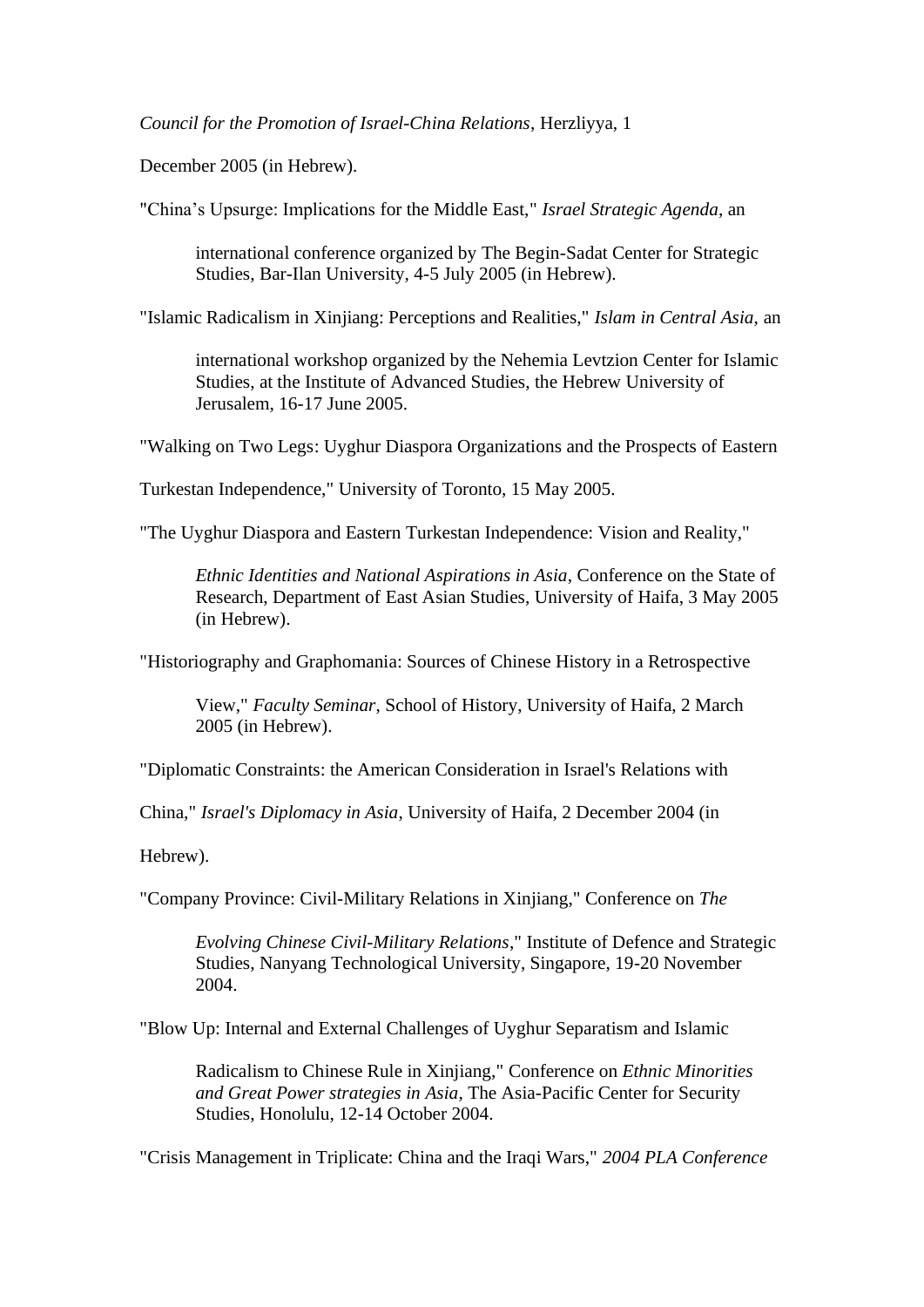*Council for the Promotion of Israel-China Relations*, Herzliyya, 1 December 2005 (in Hebrew).

"China's Upsurge: Implications for the Middle East," *Israel Strategic Agenda*, an international conference organized by The Begin-Sadat Center for Strategic Studies, Bar-Ilan University, 4-5 July 2005 (in Hebrew).

"Islamic Radicalism in Xinjiang: Perceptions and Realities," *Islam in Central Asia*, an international workshop organized by the Nehemia Levtzion Center for Islamic Studies, at the Institute of Advanced Studies, the Hebrew University of Jerusalem, 16-17 June 2005.

"Walking on Two Legs: Uyghur Diaspora Organizations and the Prospects of Eastern Turkestan Independence," University of Toronto, 15 May 2005.

"The Uyghur Diaspora and Eastern Turkestan Independence: Vision and Reality," *Ethnic Identities and National Aspirations in Asia*, Conference on the State of Research, Department of East Asian Studies, University of Haifa, 3 May 2005 (in Hebrew).

"Historiography and Graphomania: Sources of Chinese History in a Retrospective View," *Faculty Seminar*, School of History, University of Haifa, 2 March 2005 (in Hebrew).

"Diplomatic Constraints: the American Consideration in Israel's Relations with China," *Israel's Diplomacy in Asia*, University of Haifa, 2 December 2004 (in Hebrew).

"Company Province: Civil-Military Relations in Xinjiang," Conference on *The Evolving Chinese Civil-Military Relations*," Institute of Defence and Strategic Studies, Nanyang Technological University, Singapore, 19-20 November 2004.

"Blow Up: Internal and External Challenges of Uyghur Separatism and Islamic Radicalism to Chinese Rule in Xinjiang," Conference on *Ethnic Minorities and Great Power strategies in Asia*, The Asia-Pacific Center for Security Studies, Honolulu, 12-14 October 2004.

"Crisis Management in Triplicate: China and the Iraqi Wars," *2004 PLA Conference*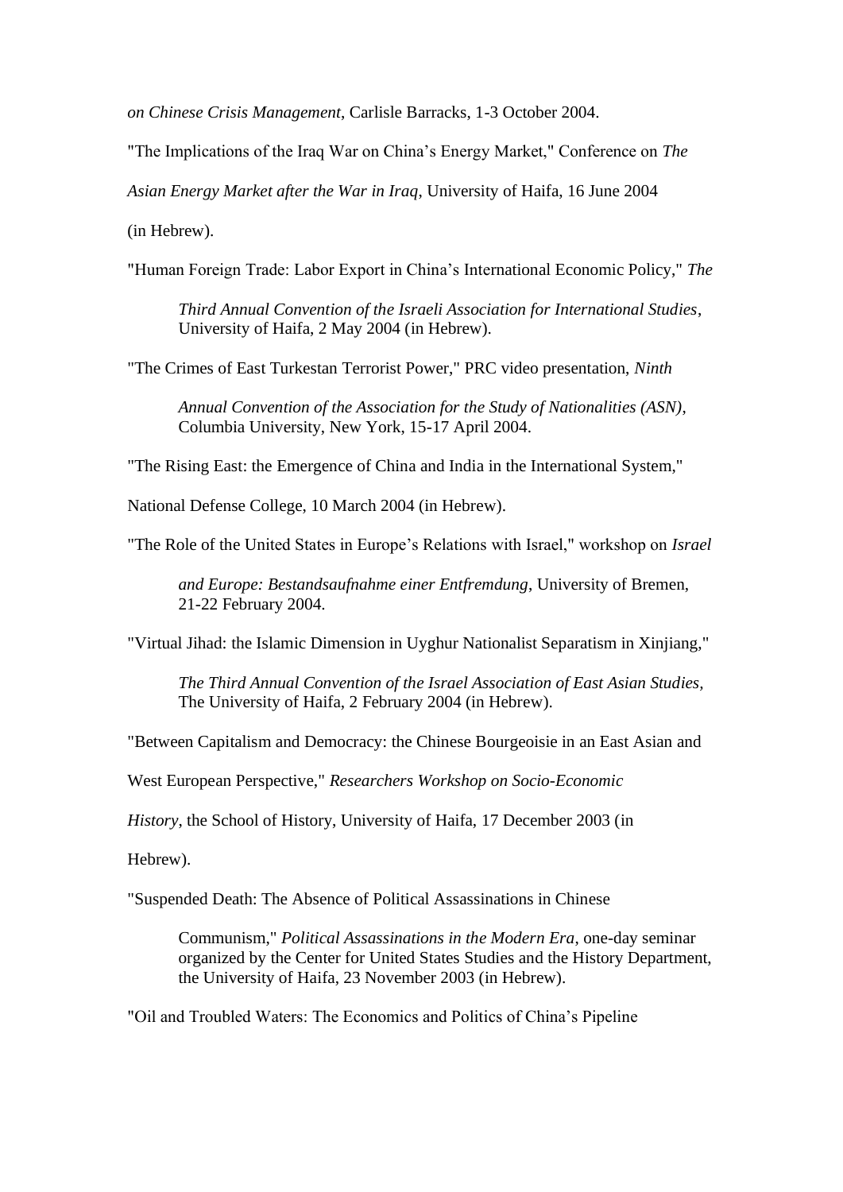*on Chinese Crisis Management*, Carlisle Barracks, 1-3 October 2004.

"The Implications of the Iraq War on China's Energy Market," Conference on *The Asian Energy Market after the War in Iraq*, University of Haifa, 16 June 2004 (in Hebrew).

"Human Foreign Trade: Labor Export in China's International Economic Policy," *The Third Annual Convention of the Israeli Association for International Studies*, University of Haifa, 2 May 2004 (in Hebrew).

"The Crimes of East Turkestan Terrorist Power," PRC video presentation, *Ninth Annual Convention of the Association for the Study of Nationalities (ASN)*, Columbia University, New York, 15-17 April 2004.

"The Rising East: the Emergence of China and India in the International System," National Defense College, 10 March 2004 (in Hebrew).

"The Role of the United States in Europe's Relations with Israel," workshop on *Israel and Europe: Bestandsaufnahme einer Entfremdung*, University of Bremen, 21-22 February 2004.

"Virtual Jihad: the Islamic Dimension in Uyghur Nationalist Separatism in Xinjiang," *The Third Annual Convention of the Israel Association of East Asian Studies*, The University of Haifa, 2 February 2004 (in Hebrew).

"Between Capitalism and Democracy: the Chinese Bourgeoisie in an East Asian and West European Perspective," *Researchers Workshop on Socio-Economic History*, the School of History, University of Haifa, 17 December 2003 (in Hebrew).

"Suspended Death: The Absence of Political Assassinations in Chinese Communism," *Political Assassinations in the Modern Era*, one-day seminar organized by the Center for United States Studies and the History Department, the University of Haifa, 23 November 2003 (in Hebrew).

"Oil and Troubled Waters: The Economics and Politics of China's Pipeline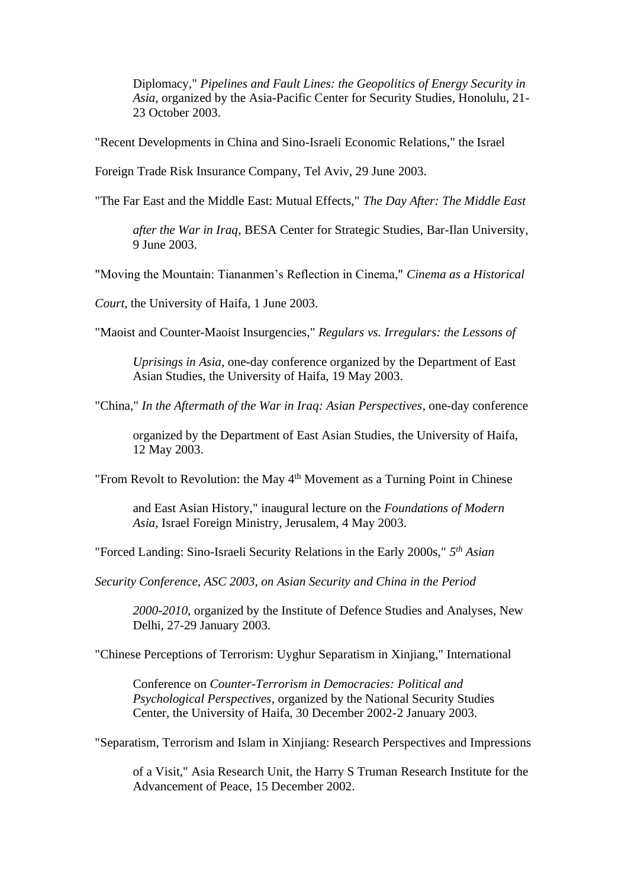Diplomacy," *Pipelines and Fault Lines: the Geopolitics of Energy Security in Asia*, organized by the Asia-Pacific Center for Security Studies, Honolulu, 21-23 October 2003.

"Recent Developments in China and Sino-Israeli Economic Relations," the Israel Foreign Trade Risk Insurance Company, Tel Aviv, 29 June 2003.

"The Far East and the Middle East: Mutual Effects," *The Day After: The Middle East after the War in Iraq*, BESA Center for Strategic Studies, Bar-Ilan University, 9 June 2003.

"Moving the Mountain: Tiananmen's Reflection in Cinema," *Cinema as a Historical Court*, the University of Haifa, 1 June 2003.

"Maoist and Counter-Maoist Insurgencies," *Regulars vs. Irregulars: the Lessons of Uprisings in Asia*, one-day conference organized by the Department of East Asian Studies, the University of Haifa, 19 May 2003.

"China," *In the Aftermath of the War in Iraq: Asian Perspectives*, one-day conference organized by the Department of East Asian Studies, the University of Haifa, 12 May 2003.

"From Revolt to Revolution: the May 4th Movement as a Turning Point in Chinese and East Asian History," inaugural lecture on the *Foundations of Modern Asia*, Israel Foreign Ministry, Jerusalem, 4 May 2003.

"Forced Landing: Sino-Israeli Security Relations in the Early 2000s," *5th Asian Security Conference, ASC 2003, on Asian Security and China in the Period 2000-2010*, organized by the Institute of Defence Studies and Analyses, New Delhi, 27-29 January 2003.

"Chinese Perceptions of Terrorism: Uyghur Separatism in Xinjiang," International Conference on *Counter-Terrorism in Democracies: Political and Psychological Perspectives*, organized by the National Security Studies Center, the University of Haifa, 30 December 2002-2 January 2003.

"Separatism, Terrorism and Islam in Xinjiang: Research Perspectives and Impressions of a Visit," Asia Research Unit, the Harry S Truman Research Institute for the Advancement of Peace, 15 December 2002.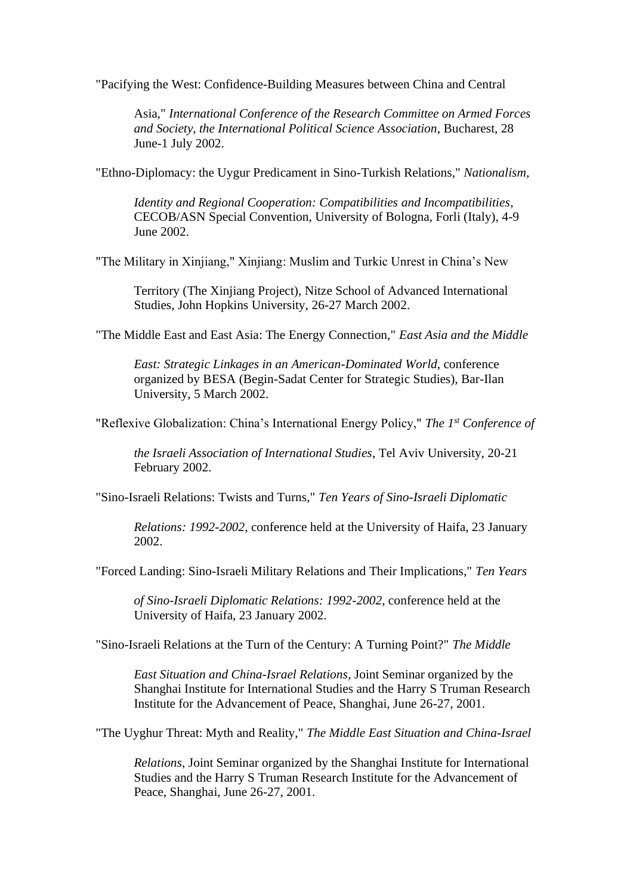"Pacifying the West: Confidence-Building Measures between China and Central Asia," *International Conference of the Research Committee on Armed Forces and Society, the International Political Science Association*, Bucharest, 28 June-1 July 2002.

"Ethno-Diplomacy: the Uygur Predicament in Sino-Turkish Relations," *Nationalism, Identity and Regional Cooperation: Compatibilities and Incompatibilities*, CECOB/ASN Special Convention, University of Bologna, Forli (Italy), 4-9 June 2002.

"The Military in Xinjiang," Xinjiang: Muslim and Turkic Unrest in China's New Territory (The Xinjiang Project), Nitze School of Advanced International Studies, John Hopkins University, 26-27 March 2002.

"The Middle East and East Asia: The Energy Connection," *East Asia and the Middle East: Strategic Linkages in an American-Dominated World*, conference organized by BESA (Begin-Sadat Center for Strategic Studies), Bar-Ilan University, 5 March 2002.

"Reflexive Globalization: China's International Energy Policy," *The 1st Conference of the Israeli Association of International Studies*, Tel Aviv University, 20-21 February 2002.

"Sino-Israeli Relations: Twists and Turns," *Ten Years of Sino-Israeli Diplomatic Relations: 1992-2002*, conference held at the University of Haifa, 23 January 2002.

"Forced Landing: Sino-Israeli Military Relations and Their Implications," *Ten Years of Sino-Israeli Diplomatic Relations: 1992-2002*, conference held at the University of Haifa, 23 January 2002.

"Sino-Israeli Relations at the Turn of the Century: A Turning Point?" *The Middle East Situation and China-Israel Relations*, Joint Seminar organized by the Shanghai Institute for International Studies and the Harry S Truman Research Institute for the Advancement of Peace, Shanghai, June 26-27, 2001.

"The Uyghur Threat: Myth and Reality," *The Middle East Situation and China-Israel Relations*, Joint Seminar organized by the Shanghai Institute for International Studies and the Harry S Truman Research Institute for the Advancement of Peace, Shanghai, June 26-27, 2001.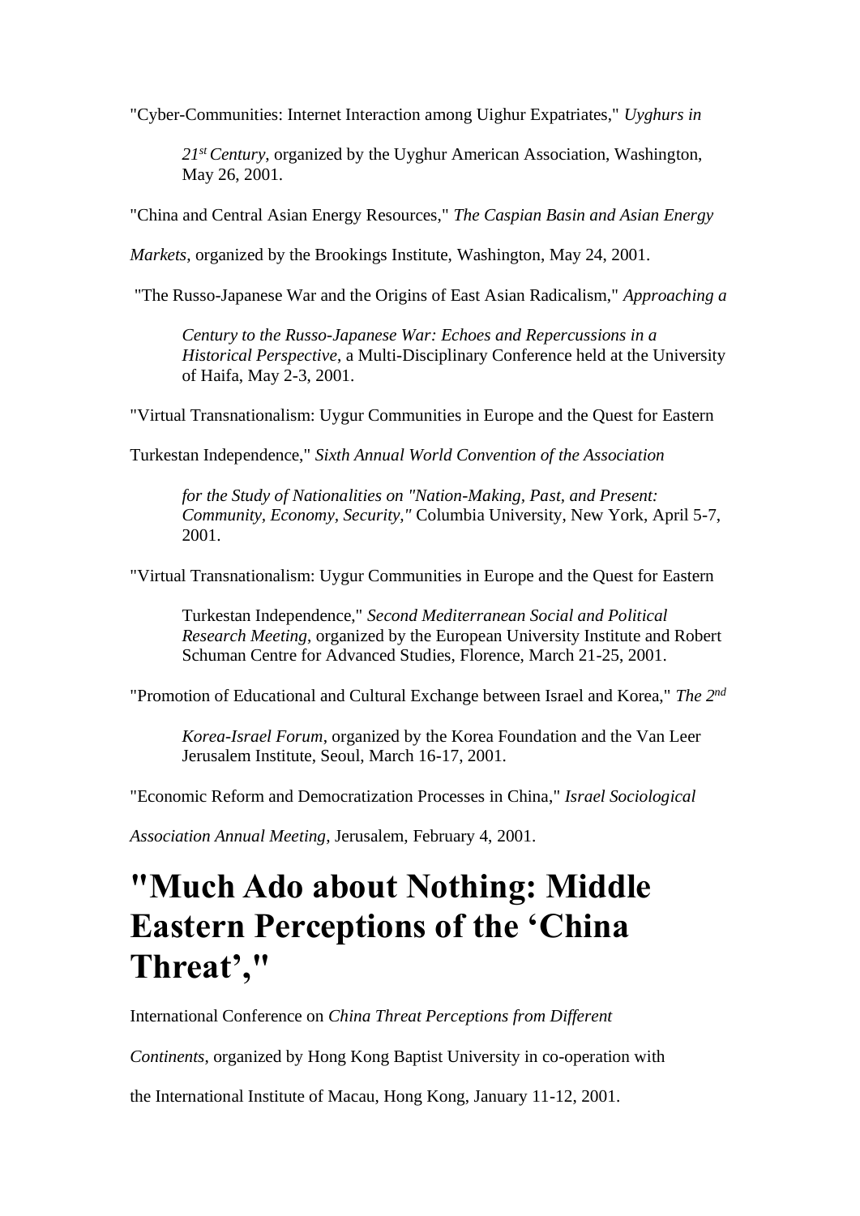"Cyber-Communities: Internet Interaction among Uighur Expatriates," *Uyghurs in 21st Century*, organized by the Uyghur American Association, Washington, May 26, 2001.

"China and Central Asian Energy Resources," *The Caspian Basin and Asian Energy Markets*, organized by the Brookings Institute, Washington, May 24, 2001.

"The Russo-Japanese War and the Origins of East Asian Radicalism," *Approaching a Century to the Russo-Japanese War: Echoes and Repercussions in a Historical Perspective*, a Multi-Disciplinary Conference held at the University of Haifa, May 2-3, 2001.

"Virtual Transnationalism: Uygur Communities in Europe and the Quest for Eastern Turkestan Independence," *Sixth Annual World Convention of the Association for the Study of Nationalities on "Nation-Making, Past, and Present: Community, Economy, Security,"* Columbia University, New York, April 5-7, 2001.

"Virtual Transnationalism: Uygur Communities in Europe and the Quest for Eastern Turkestan Independence," *Second Mediterranean Social and Political Research Meeting*, organized by the European University Institute and Robert Schuman Centre for Advanced Studies, Florence, March 21-25, 2001.

"Promotion of Educational and Cultural Exchange between Israel and Korea," *The 2nd Korea-Israel Forum*, organized by the Korea Foundation and the Van Leer Jerusalem Institute, Seoul, March 16-17, 2001.

"Economic Reform and Democratization Processes in China," *Israel Sociological Association Annual Meeting*, Jerusalem, February 4, 2001.

# "Much Ado about Nothing: Middle Eastern Perceptions of the 'China Threat',"

International Conference on *China Threat Perceptions from Different Continents*, organized by Hong Kong Baptist University in co-operation with the International Institute of Macau, Hong Kong, January 11-12, 2001.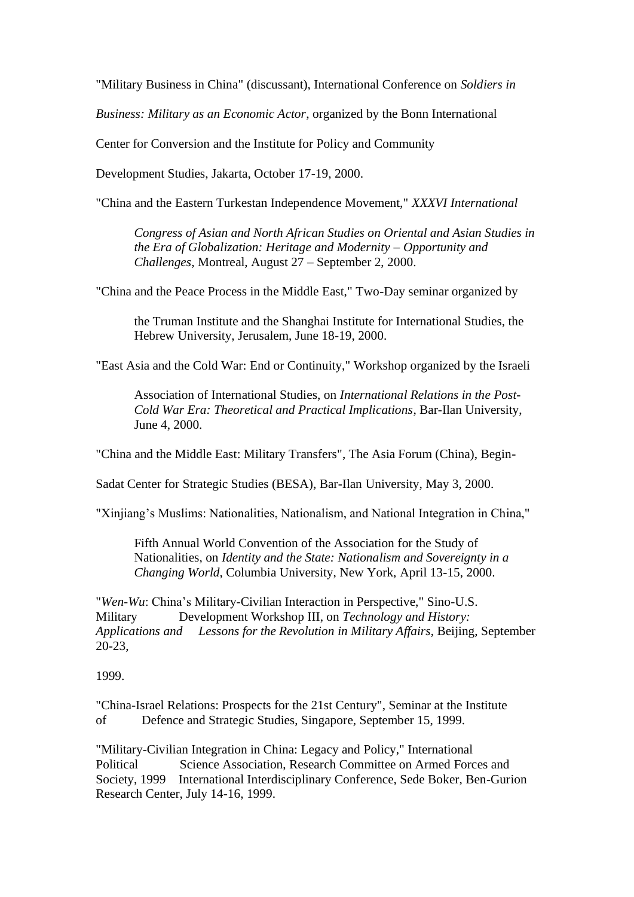"Military Business in China" (discussant), International Conference on *Soldiers in Business: Military as an Economic Actor*, organized by the Bonn International Center for Conversion and the Institute for Policy and Community Development Studies, Jakarta, October 17-19, 2000.

"China and the Eastern Turkestan Independence Movement," *XXXVI International Congress of Asian and North African Studies on Oriental and Asian Studies in the Era of Globalization: Heritage and Modernity – Opportunity and Challenges*, Montreal, August 27 – September 2, 2000.

"China and the Peace Process in the Middle East," Two-Day seminar organized by the Truman Institute and the Shanghai Institute for International Studies, the Hebrew University, Jerusalem, June 18-19, 2000.

"East Asia and the Cold War: End or Continuity," Workshop organized by the Israeli Association of International Studies, on *International Relations in the Post-Cold War Era: Theoretical and Practical Implications*, Bar-Ilan University, June 4, 2000.

"China and the Middle East: Military Transfers", The Asia Forum (China), Begin-Sadat Center for Strategic Studies (BESA), Bar-Ilan University, May 3, 2000.

"Xinjiang's Muslims: Nationalities, Nationalism, and National Integration in China," Fifth Annual World Convention of the Association for the Study of Nationalities, on *Identity and the State: Nationalism and Sovereignty in a Changing World*, Columbia University, New York, April 13-15, 2000.

"*Wen-Wu*: China's Military-Civilian Interaction in Perspective," Sino-U.S. Military Development Workshop III, on *Technology and History: Applications and Lessons for the Revolution in Military Affairs*, Beijing, September 20-23, 1999.

"China-Israel Relations: Prospects for the 21st Century", Seminar at the Institute of Defence and Strategic Studies, Singapore, September 15, 1999.

"Military-Civilian Integration in China: Legacy and Policy," International Political Science Association, Research Committee on Armed Forces and Society, 1999 International Interdisciplinary Conference, Sede Boker, Ben-Gurion Research Center, July 14-16, 1999.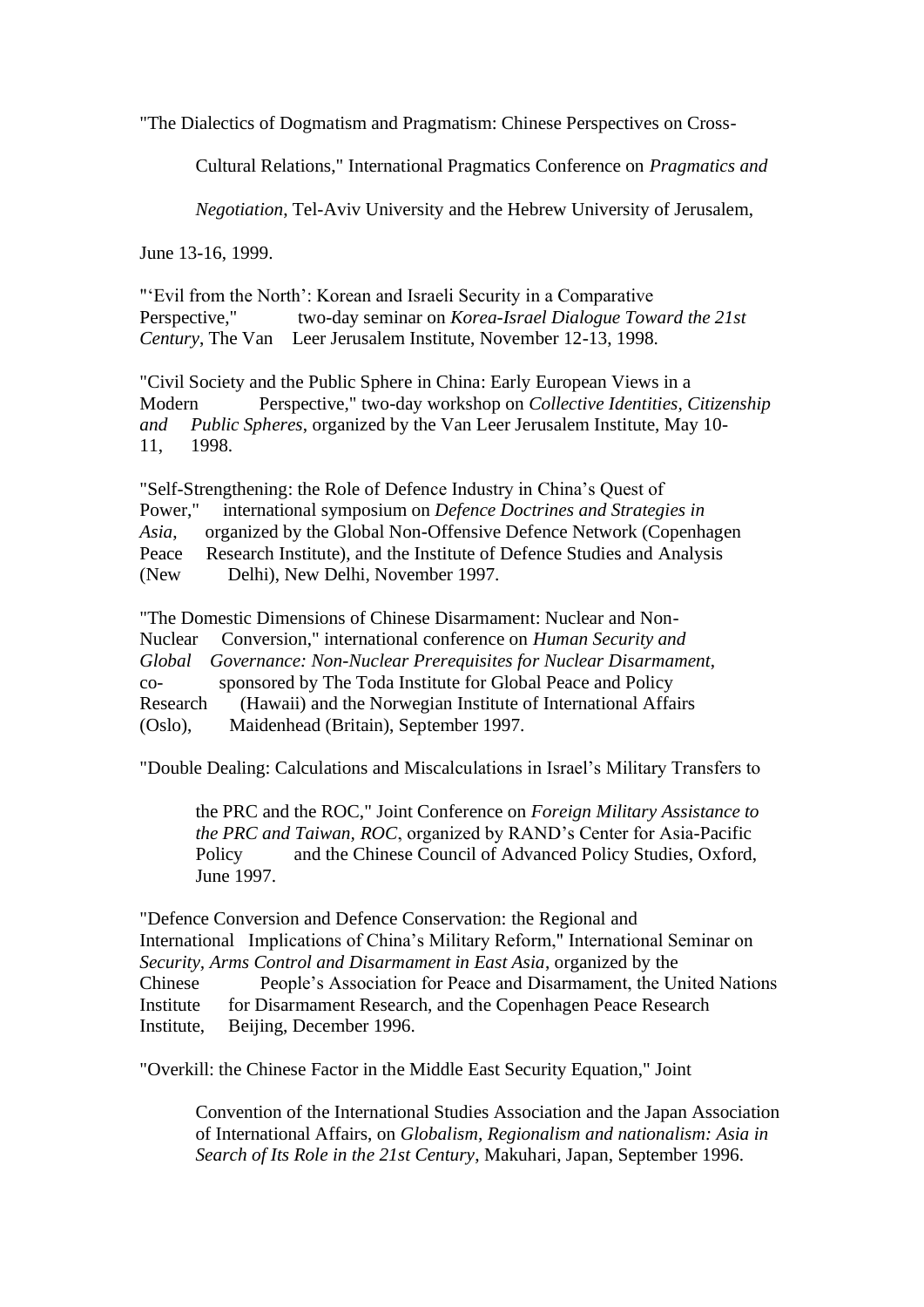"The Dialectics of Dogmatism and Pragmatism: Chinese Perspectives on Cross-Cultural Relations," International Pragmatics Conference on *Pragmatics and Negotiation*, Tel-Aviv University and the Hebrew University of Jerusalem, June 13-16, 1999.

"'Evil from the North': Korean and Israeli Security in a Comparative Perspective," two-day seminar on *Korea-Israel Dialogue Toward the 21st Century*, The Van Leer Jerusalem Institute, November 12-13, 1998.

"Civil Society and the Public Sphere in China: Early European Views in a Modern Perspective," two-day workshop on *Collective Identities, Citizenship and Public Spheres*, organized by the Van Leer Jerusalem Institute, May 10-11, 1998.

"Self-Strengthening: the Role of Defence Industry in China's Quest of Power," international symposium on *Defence Doctrines and Strategies in Asia*, organized by the Global Non-Offensive Defence Network (Copenhagen Peace Research Institute), and the Institute of Defence Studies and Analysis (New Delhi), New Delhi, November 1997.

"The Domestic Dimensions of Chinese Disarmament: Nuclear and Non-Nuclear Conversion," international conference on *Human Security and Global Governance: Non-Nuclear Prerequisites for Nuclear Disarmament*, co-sponsored by The Toda Institute for Global Peace and Policy Research (Hawaii) and the Norwegian Institute of International Affairs (Oslo), Maidenhead (Britain), September 1997.

"Double Dealing: Calculations and Miscalculations in Israel's Military Transfers to the PRC and the ROC," Joint Conference on *Foreign Military Assistance to the PRC and Taiwan, ROC*, organized by RAND's Center for Asia-Pacific Policy and the Chinese Council of Advanced Policy Studies, Oxford, June 1997.

"Defence Conversion and Defence Conservation: the Regional and International Implications of China's Military Reform," International Seminar on *Security, Arms Control and Disarmament in East Asia*, organized by the Chinese People's Association for Peace and Disarmament, the United Nations Institute for Disarmament Research, and the Copenhagen Peace Research Institute, Beijing, December 1996.

"Overkill: the Chinese Factor in the Middle East Security Equation," Joint Convention of the International Studies Association and the Japan Association of International Affairs, on *Globalism, Regionalism and nationalism: Asia in Search of Its Role in the 21st Century*, Makuhari, Japan, September 1996.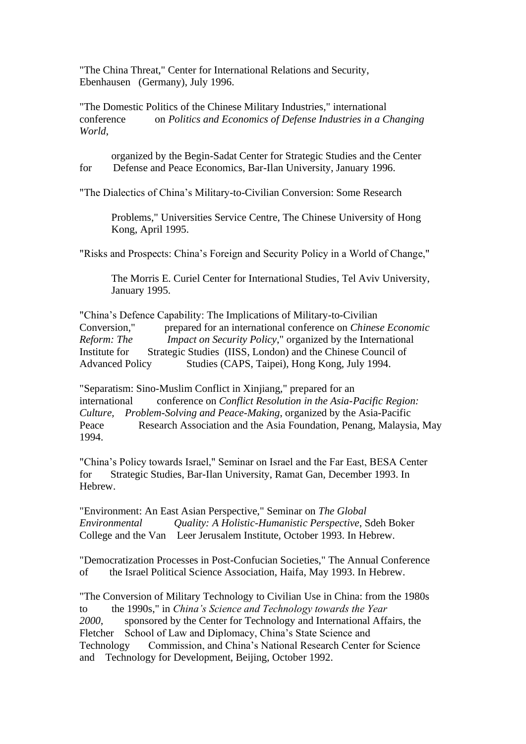"The China Threat," Center for International Relations and Security, Ebenhausen (Germany), July 1996.

"The Domestic Politics of the Chinese Military Industries," international conference on *Politics and Economics of Defense Industries in a Changing World*, organized by the Begin-Sadat Center for Strategic Studies and the Center for Defense and Peace Economics, Bar-Ilan University, January 1996.

"The Dialectics of China's Military-to-Civilian Conversion: Some Research Problems," Universities Service Centre, The Chinese University of Hong Kong, April 1995.

"Risks and Prospects: China's Foreign and Security Policy in a World of Change," The Morris E. Curiel Center for International Studies, Tel Aviv University, January 1995.

"China's Defence Capability: The Implications of Military-to-Civilian Conversion," prepared for an international conference on *Chinese Economic Reform: The Impact on Security Policy*," organized by the International Institute for Strategic Studies (IISS, London) and the Chinese Council of Advanced Policy Studies (CAPS, Taipei), Hong Kong, July 1994.

"Separatism: Sino-Muslim Conflict in Xinjiang," prepared for an international conference on *Conflict Resolution in the Asia-Pacific Region: Culture, Problem-Solving and Peace-Making*, organized by the Asia-Pacific Peace Research Association and the Asia Foundation, Penang, Malaysia, May 1994.

"China's Policy towards Israel," Seminar on Israel and the Far East, BESA Center for Strategic Studies, Bar-Ilan University, Ramat Gan, December 1993. In Hebrew.

"Environment: An East Asian Perspective," Seminar on *The Global Environmental Quality: A Holistic-Humanistic Perspective*, Sdeh Boker College and the Van Leer Jerusalem Institute, October 1993. In Hebrew.

"Democratization Processes in Post-Confucian Societies," The Annual Conference of the Israel Political Science Association, Haifa, May 1993. In Hebrew.

"The Conversion of Military Technology to Civilian Use in China: from the 1980s to the 1990s," in *China's Science and Technology towards the Year 2000*, sponsored by the Center for Technology and International Affairs, the Fletcher School of Law and Diplomacy, China's State Science and Technology Commission, and China's National Research Center for Science and Technology for Development, Beijing, October 1992.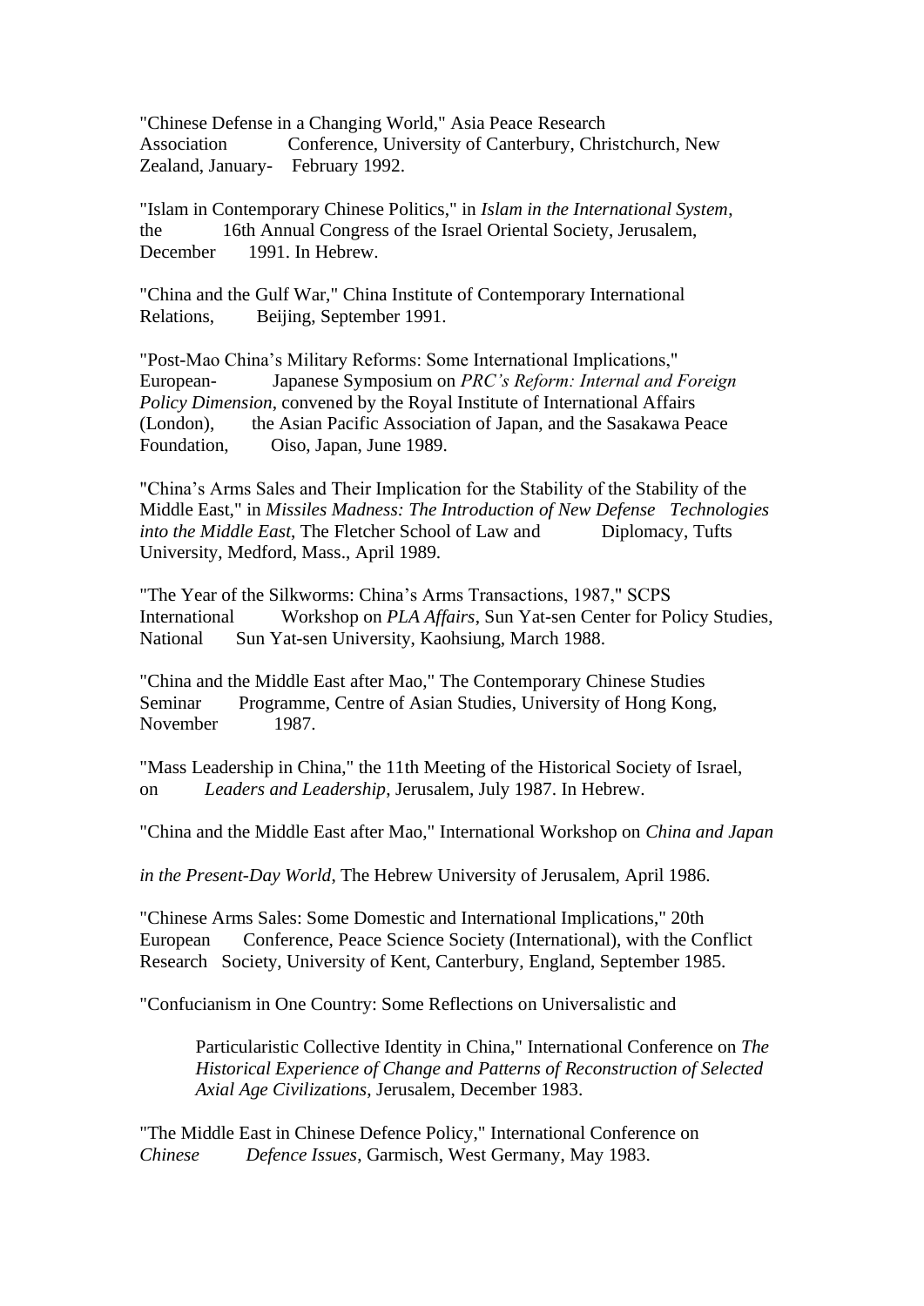"Chinese Defense in a Changing World," Asia Peace Research Association Conference, University of Canterbury, Christchurch, New Zealand, January- February 1992.

"Islam in Contemporary Chinese Politics," in *Islam in the International System*, the 16th Annual Congress of the Israel Oriental Society, Jerusalem, December 1991. In Hebrew.

"China and the Gulf War," China Institute of Contemporary International Relations, Beijing, September 1991.

"Post-Mao China's Military Reforms: Some International Implications," European- Japanese Symposium on *PRC's Reform: Internal and Foreign Policy Dimension*, convened by the Royal Institute of International Affairs (London), the Asian Pacific Association of Japan, and the Sasakawa Peace Foundation, Oiso, Japan, June 1989.

"China's Arms Sales and Their Implication for the Stability of the Stability of the Middle East," in *Missiles Madness: The Introduction of New Defense Technologies into the Middle East*, The Fletcher School of Law and Diplomacy, Tufts University, Medford, Mass., April 1989.

"The Year of the Silkworms: China's Arms Transactions, 1987," SCPS International Workshop on *PLA Affairs*, Sun Yat-sen Center for Policy Studies, National Sun Yat-sen University, Kaohsiung, March 1988.

"China and the Middle East after Mao," The Contemporary Chinese Studies Seminar Programme, Centre of Asian Studies, University of Hong Kong, November 1987.

"Mass Leadership in China," the 11th Meeting of the Historical Society of Israel, on *Leaders and Leadership*, Jerusalem, July 1987. In Hebrew.

"China and the Middle East after Mao," International Workshop on *China and Japan in the Present-Day World*, The Hebrew University of Jerusalem, April 1986.

"Chinese Arms Sales: Some Domestic and International Implications," 20th European Conference, Peace Science Society (International), with the Conflict Research Society, University of Kent, Canterbury, England, September 1985.

"Confucianism in One Country: Some Reflections on Universalistic and Particularistic Collective Identity in China," International Conference on *The Historical Experience of Change and Patterns of Reconstruction of Selected Axial Age Civilizations*, Jerusalem, December 1983.

"The Middle East in Chinese Defence Policy," International Conference on *Chinese Defence Issues*, Garmisch, West Germany, May 1983.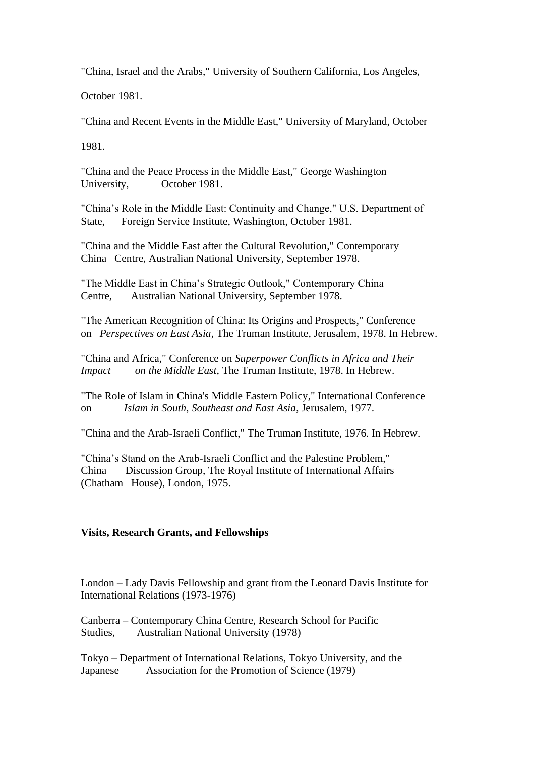"China, Israel and the Arabs," University of Southern California, Los Angeles, October 1981.

"China and Recent Events in the Middle East," University of Maryland, October 1981.

"China and the Peace Process in the Middle East," George Washington University, October 1981.

"China's Role in the Middle East: Continuity and Change," U.S. Department of State, Foreign Service Institute, Washington, October 1981.

"China and the Middle East after the Cultural Revolution," Contemporary China Centre, Australian National University, September 1978.

"The Middle East in China's Strategic Outlook," Contemporary China Centre, Australian National University, September 1978.

"The American Recognition of China: Its Origins and Prospects," Conference on *Perspectives on East Asia*, The Truman Institute, Jerusalem, 1978. In Hebrew.

"China and Africa," Conference on *Superpower Conflicts in Africa and Their Impact on the Middle East*, The Truman Institute, 1978. In Hebrew.

"The Role of Islam in China's Middle Eastern Policy," International Conference on *Islam in South, Southeast and East Asia*, Jerusalem, 1977.

"China and the Arab-Israeli Conflict," The Truman Institute, 1976. In Hebrew.

"China's Stand on the Arab-Israeli Conflict and the Palestine Problem," China Discussion Group, The Royal Institute of International Affairs (Chatham House), London, 1975.

**Visits, Research Grants, and Fellowships**

London – Lady Davis Fellowship and grant from the Leonard Davis Institute for International Relations (1973-1976)

Canberra – Contemporary China Centre, Research School for Pacific Studies, Australian National University (1978)

Tokyo – Department of International Relations, Tokyo University, and the Japanese Association for the Promotion of Science (1979)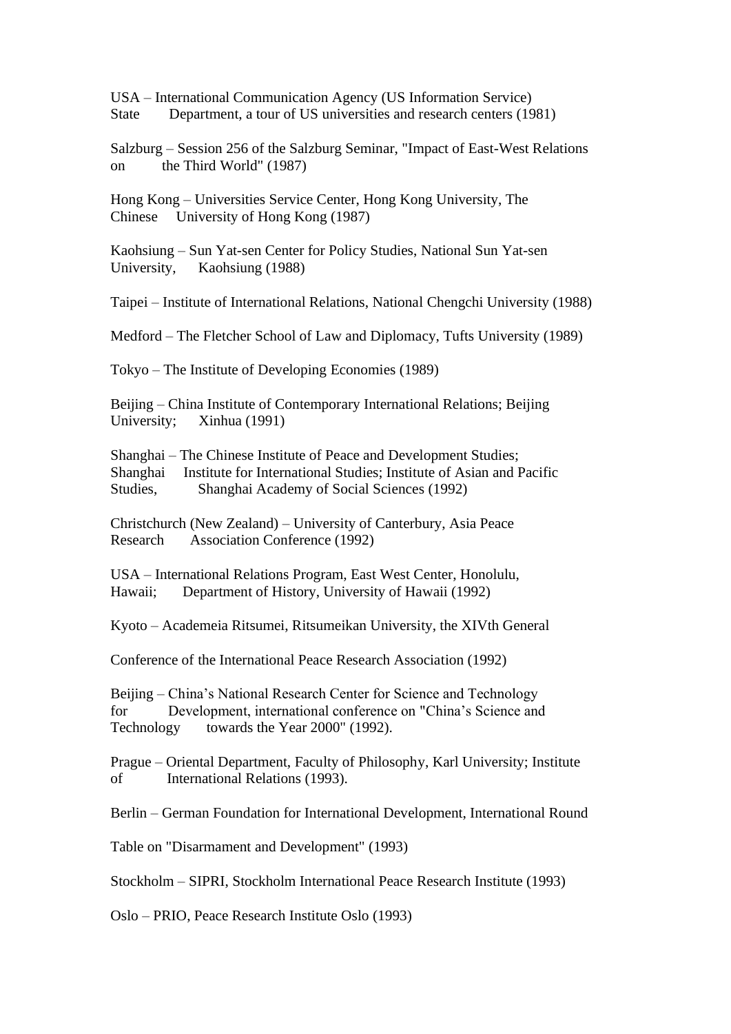USA – International Communication Agency (US Information Service) State Department, a tour of US universities and research centers (1981)

Salzburg – Session 256 of the Salzburg Seminar, "Impact of East-West Relations on the Third World" (1987)

Hong Kong – Universities Service Center, Hong Kong University, The Chinese University of Hong Kong (1987)

Kaohsiung – Sun Yat-sen Center for Policy Studies, National Sun Yat-sen University, Kaohsiung (1988)

Taipei – Institute of International Relations, National Chengchi University (1988)

Medford – The Fletcher School of Law and Diplomacy, Tufts University (1989)

Tokyo – The Institute of Developing Economies (1989)

Beijing – China Institute of Contemporary International Relations; Beijing University; Xinhua (1991)

Shanghai – The Chinese Institute of Peace and Development Studies; Shanghai Institute for International Studies; Institute of Asian and Pacific Studies, Shanghai Academy of Social Sciences (1992)

Christchurch (New Zealand) – University of Canterbury, Asia Peace Research Association Conference (1992)

USA – International Relations Program, East West Center, Honolulu, Hawaii; Department of History, University of Hawaii (1992)

Kyoto – Academeia Ritsumei, Ritsumeikan University, the XIVth General

Conference of the International Peace Research Association (1992)

Beijing – China's National Research Center for Science and Technology for Development, international conference on "China's Science and Technology towards the Year 2000" (1992).

Prague – Oriental Department, Faculty of Philosophy, Karl University; Institute of International Relations (1993).

Berlin – German Foundation for International Development, International Round

Table on "Disarmament and Development" (1993)

Stockholm – SIPRI, Stockholm International Peace Research Institute (1993)

Oslo – PRIO, Peace Research Institute Oslo (1993)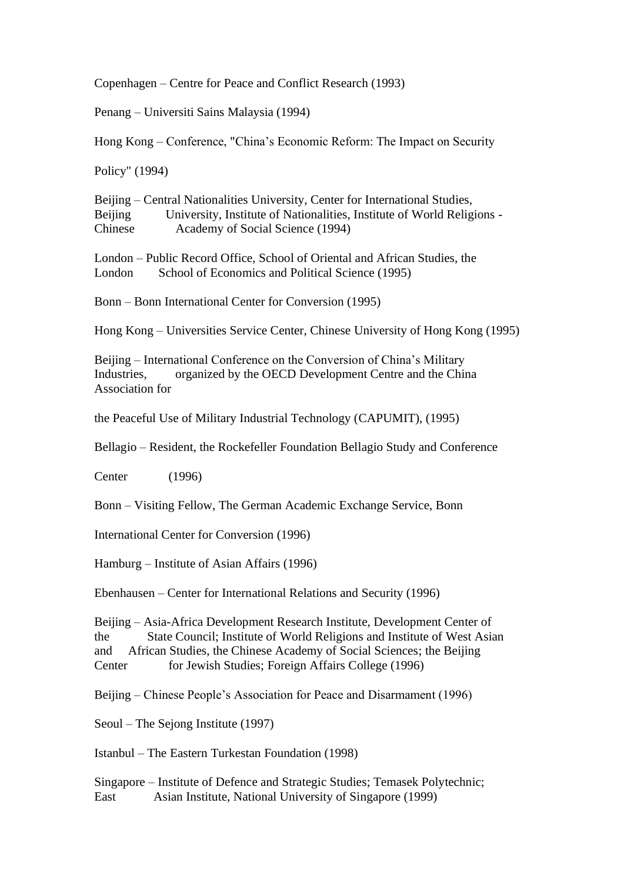Copenhagen – Centre for Peace and Conflict Research (1993)

Penang – Universiti Sains Malaysia (1994)

Hong Kong – Conference, "China's Economic Reform: The Impact on Security Policy" (1994)

Beijing – Central Nationalities University, Center for International Studies, Beijing University, Institute of Nationalities, Institute of World Religions - Chinese Academy of Social Science (1994)

London – Public Record Office, School of Oriental and African Studies, the London School of Economics and Political Science (1995)

Bonn – Bonn International Center for Conversion (1995)

Hong Kong – Universities Service Center, Chinese University of Hong Kong (1995)

Beijing – International Conference on the Conversion of China's Military Industries, organized by the OECD Development Centre and the China Association for the Peaceful Use of Military Industrial Technology (CAPUMIT), (1995)

Bellagio – Resident, the Rockefeller Foundation Bellagio Study and Conference Center (1996)

Bonn – Visiting Fellow, The German Academic Exchange Service, Bonn International Center for Conversion (1996)

Hamburg – Institute of Asian Affairs (1996)

Ebenhausen – Center for International Relations and Security (1996)

Beijing – Asia-Africa Development Research Institute, Development Center of the State Council; Institute of World Religions and Institute of West Asian and African Studies, the Chinese Academy of Social Sciences; the Beijing Center for Jewish Studies; Foreign Affairs College (1996)

Beijing – Chinese People's Association for Peace and Disarmament (1996)

Seoul – The Sejong Institute (1997)

Istanbul – The Eastern Turkestan Foundation (1998)

Singapore – Institute of Defence and Strategic Studies; Temasek Polytechnic; East Asian Institute, National University of Singapore (1999)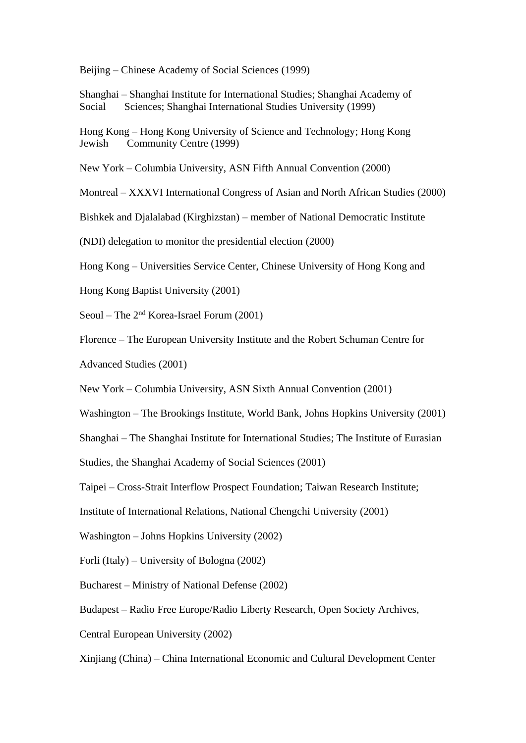Beijing – Chinese Academy of Social Sciences (1999)

Shanghai – Shanghai Institute for International Studies; Shanghai Academy of Social Sciences; Shanghai International Studies University (1999)

Hong Kong – Hong Kong University of Science and Technology; Hong Kong Jewish Community Centre (1999)

New York – Columbia University, ASN Fifth Annual Convention (2000)

Montreal – XXXVI International Congress of Asian and North African Studies (2000)

Bishkek and Djalalabad (Kirghizstan) – member of National Democratic Institute (NDI) delegation to monitor the presidential election (2000)

Hong Kong – Universities Service Center, Chinese University of Hong Kong and Hong Kong Baptist University (2001)

Seoul – The 2nd Korea-Israel Forum (2001)

Florence – The European University Institute and the Robert Schuman Centre for Advanced Studies (2001)

New York – Columbia University, ASN Sixth Annual Convention (2001)

Washington – The Brookings Institute, World Bank, Johns Hopkins University (2001)

Shanghai – The Shanghai Institute for International Studies; The Institute of Eurasian Studies, the Shanghai Academy of Social Sciences (2001)

Taipei – Cross-Strait Interflow Prospect Foundation; Taiwan Research Institute; Institute of International Relations, National Chengchi University (2001)

Washington – Johns Hopkins University (2002)

Forli (Italy) – University of Bologna (2002)

Bucharest – Ministry of National Defense (2002)

Budapest – Radio Free Europe/Radio Liberty Research, Open Society Archives, Central European University (2002)

Xinjiang (China) – China International Economic and Cultural Development Center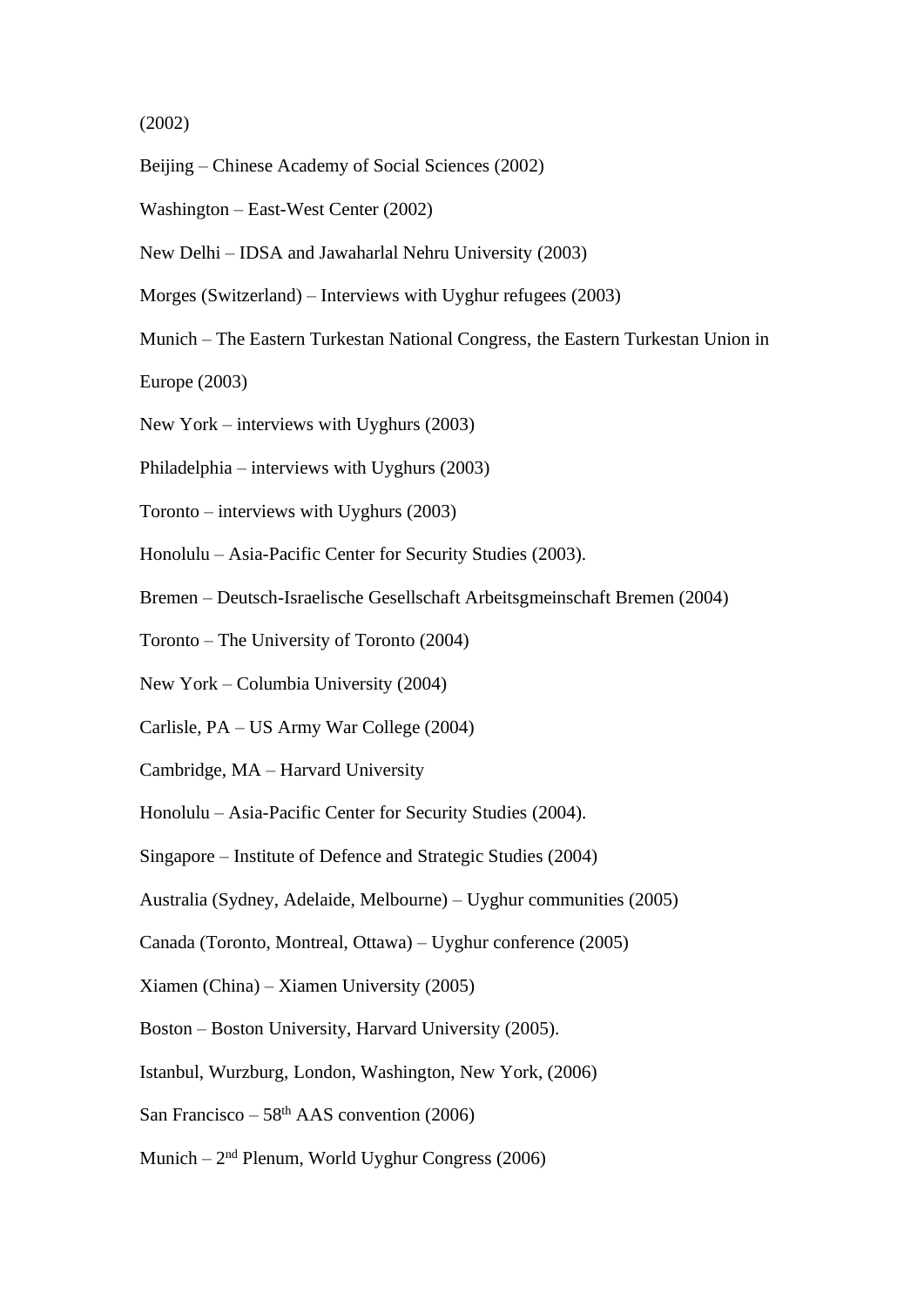(2002)

Beijing – Chinese Academy of Social Sciences (2002)

Washington – East-West Center (2002)

New Delhi – IDSA and Jawaharlal Nehru University (2003)

Morges (Switzerland) – Interviews with Uyghur refugees (2003)

Munich – The Eastern Turkestan National Congress, the Eastern Turkestan Union in Europe (2003)

New York – interviews with Uyghurs (2003)

Philadelphia – interviews with Uyghurs (2003)

Toronto – interviews with Uyghurs (2003)

Honolulu – Asia-Pacific Center for Security Studies (2003).

Bremen – Deutsch-Israelische Gesellschaft Arbeitsgmeinschaft Bremen (2004)

Toronto – The University of Toronto (2004)

New York – Columbia University (2004)

Carlisle, PA – US Army War College (2004)

Cambridge, MA – Harvard University

Honolulu – Asia-Pacific Center for Security Studies (2004).

Singapore – Institute of Defence and Strategic Studies (2004)

Australia (Sydney, Adelaide, Melbourne) – Uyghur communities (2005)

Canada (Toronto, Montreal, Ottawa) – Uyghur conference (2005)

Xiamen (China) – Xiamen University (2005)

Boston – Boston University, Harvard University (2005).

Istanbul, Wurzburg, London, Washington, New York, (2006)

San Francisco – 58th AAS convention (2006)

Munich – 2nd Plenum, World Uyghur Congress (2006)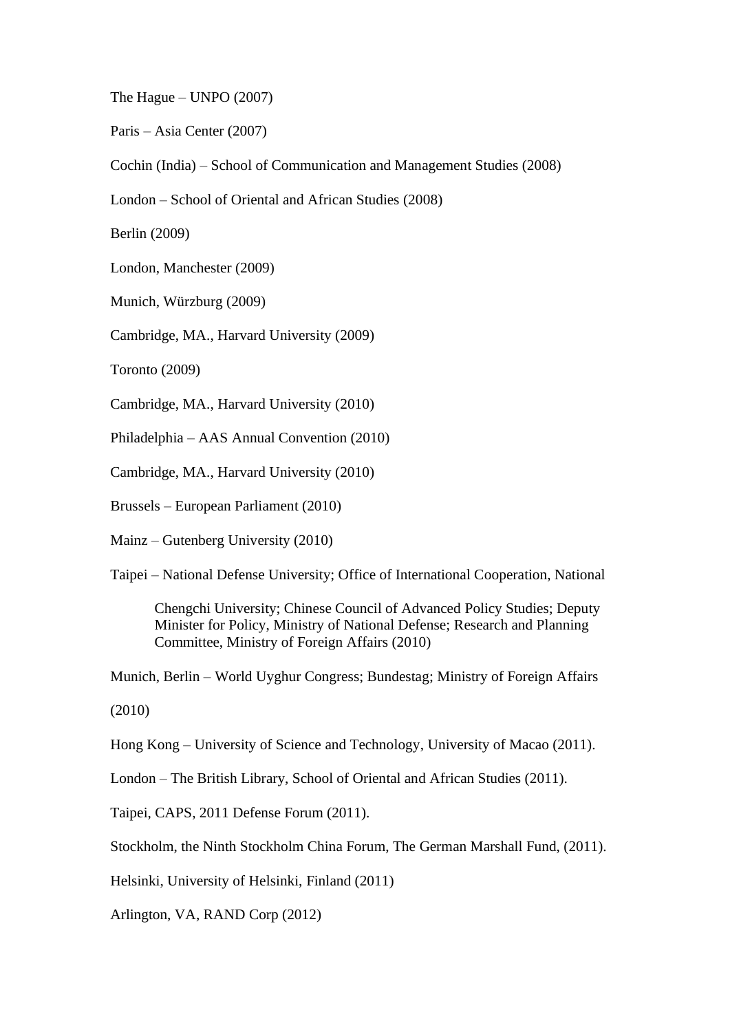The Hague – UNPO (2007)

Paris – Asia Center (2007)

Cochin (India) – School of Communication and Management Studies (2008)

London – School of Oriental and African Studies (2008)

Berlin (2009)

London, Manchester (2009)

Munich, Würzburg (2009)

Cambridge, MA., Harvard University (2009)

Toronto (2009)

Cambridge, MA., Harvard University (2010)

Philadelphia – AAS Annual Convention (2010)

Cambridge, MA., Harvard University (2010)

Brussels – European Parliament (2010)

Mainz – Gutenberg University (2010)

Taipei – National Defense University; Office of International Cooperation, National Chengchi University; Chinese Council of Advanced Policy Studies; Deputy Minister for Policy, Ministry of National Defense; Research and Planning Committee, Ministry of Foreign Affairs (2010)

Munich, Berlin – World Uyghur Congress; Bundestag; Ministry of Foreign Affairs (2010)

Hong Kong – University of Science and Technology, University of Macao (2011).

London – The British Library, School of Oriental and African Studies (2011).

Taipei, CAPS, 2011 Defense Forum (2011).

Stockholm, the Ninth Stockholm China Forum, The German Marshall Fund, (2011).

Helsinki, University of Helsinki, Finland (2011)

Arlington, VA, RAND Corp (2012)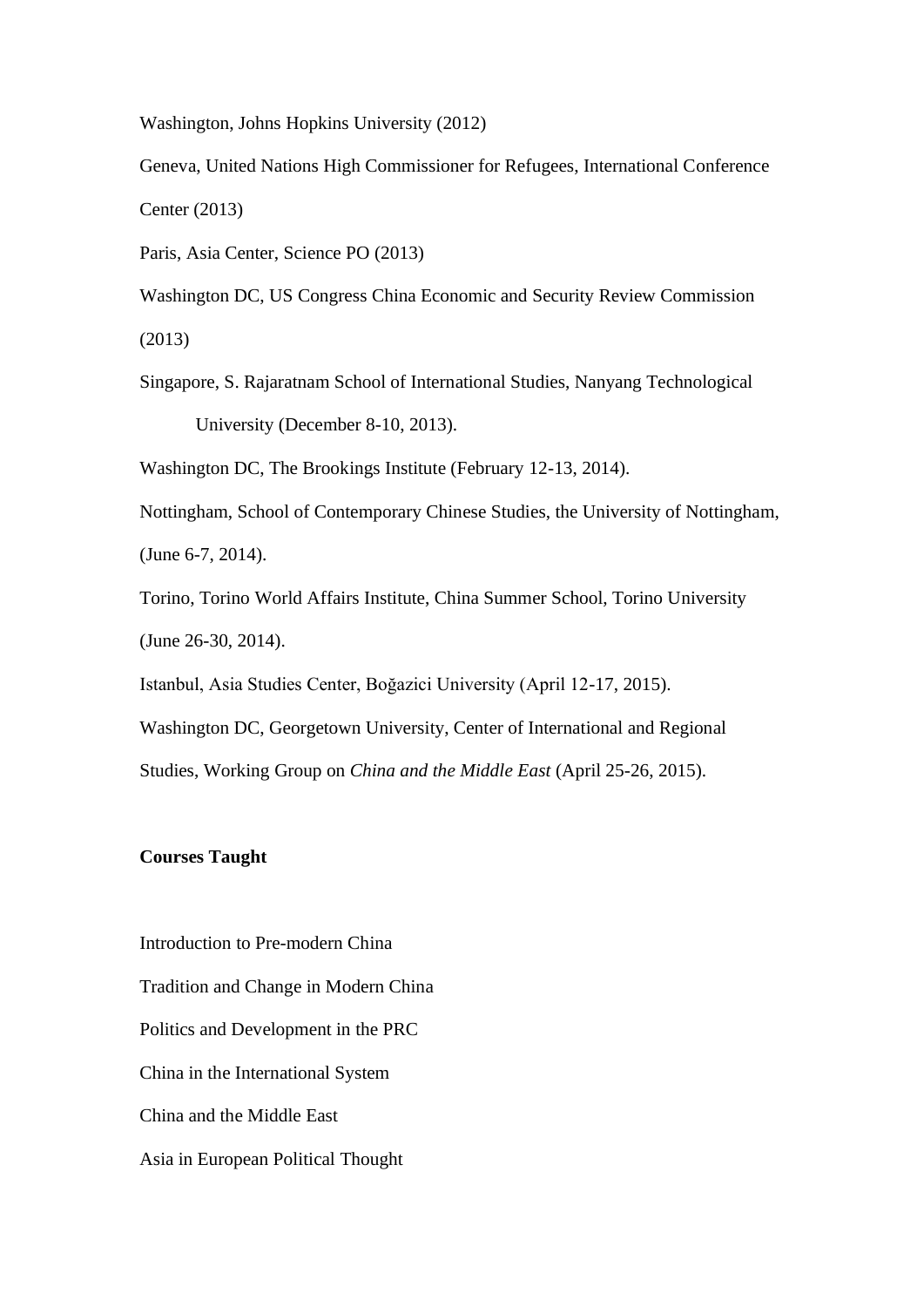Washington, Johns Hopkins University (2012)

Geneva, United Nations High Commissioner for Refugees, International Conference Center (2013)

Paris, Asia Center, Science PO (2013)

Washington DC, US Congress China Economic and Security Review Commission (2013)

Singapore, S. Rajaratnam School of International Studies, Nanyang Technological University (December 8-10, 2013).

Washington DC, The Brookings Institute (February 12-13, 2014).

Nottingham, School of Contemporary Chinese Studies, the University of Nottingham, (June 6-7, 2014).

Torino, Torino World Affairs Institute, China Summer School, Torino University (June 26-30, 2014).

Istanbul, Asia Studies Center, Boğazici University (April 12-17, 2015).

Washington DC, Georgetown University, Center of International and Regional Studies, Working Group on *China and the Middle East* (April 25-26, 2015).

**Courses Taught**

Introduction to Pre-modern China

Tradition and Change in Modern China

Politics and Development in the PRC

China in the International System

China and the Middle East

Asia in European Political Thought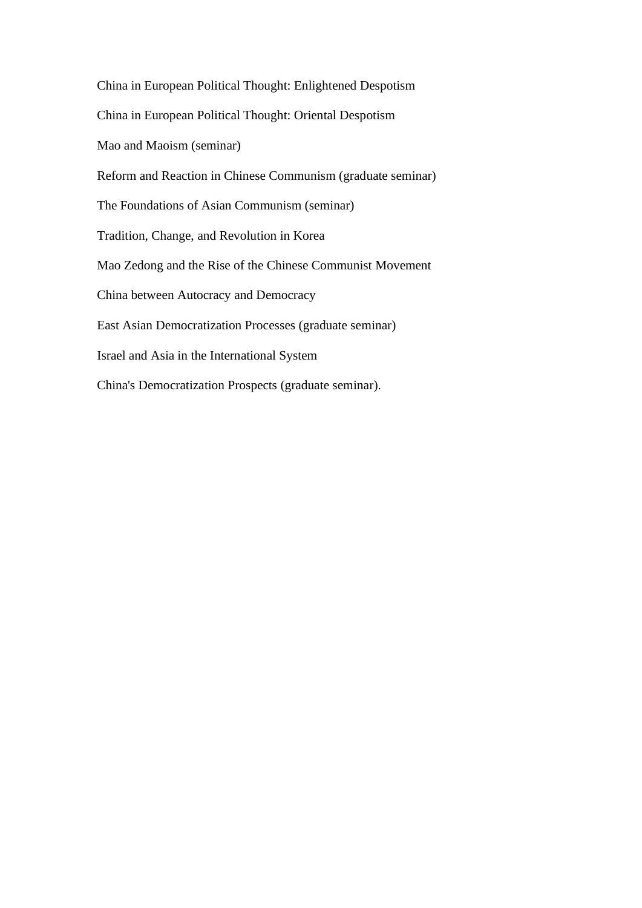China in European Political Thought: Enlightened Despotism

China in European Political Thought: Oriental Despotism

Mao and Maoism (seminar)

Reform and Reaction in Chinese Communism (graduate seminar)

The Foundations of Asian Communism (seminar)

Tradition, Change, and Revolution in Korea

Mao Zedong and the Rise of the Chinese Communist Movement

China between Autocracy and Democracy

East Asian Democratization Processes (graduate seminar)

Israel and Asia in the International System

China's Democratization Prospects (graduate seminar).